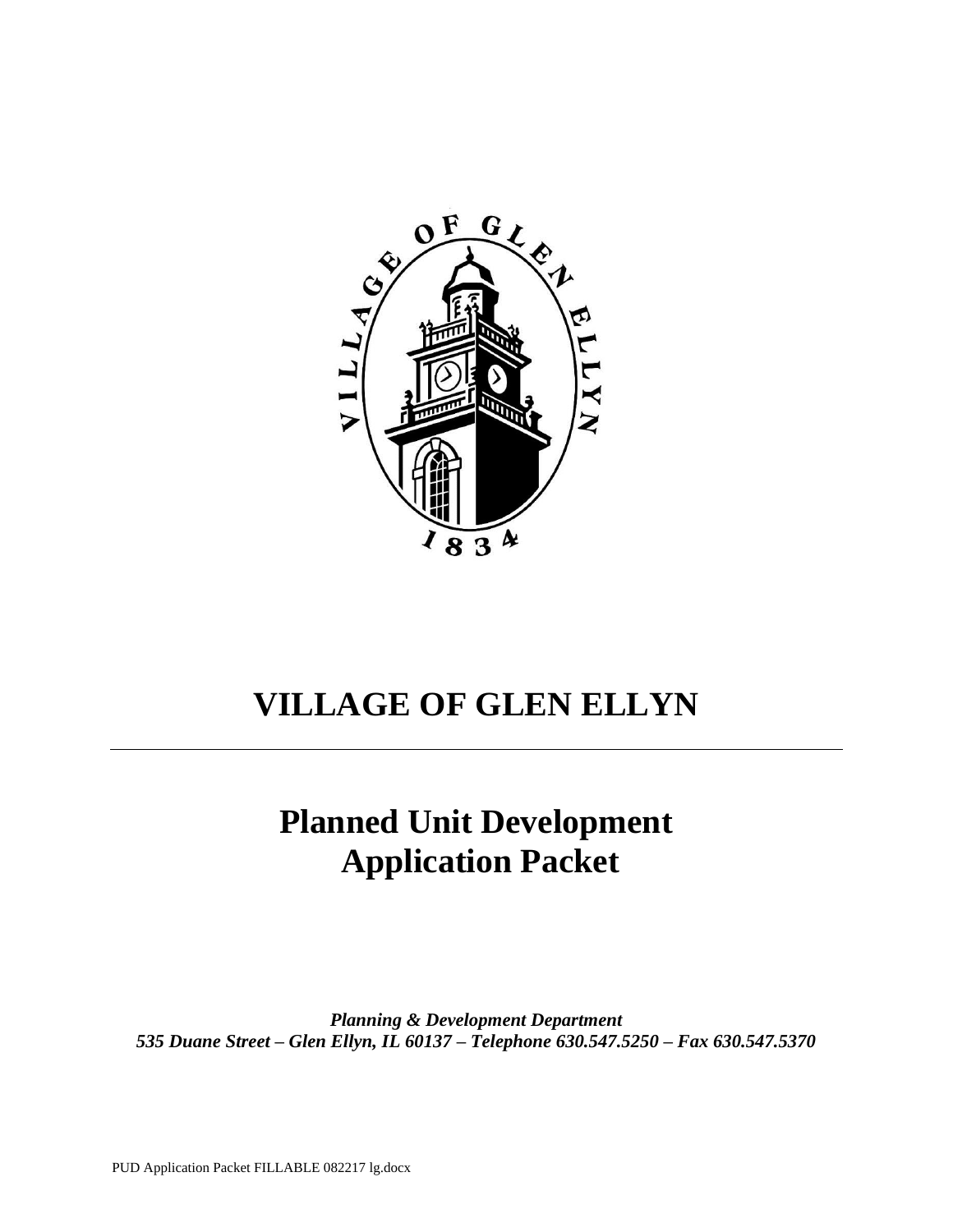# VILLAGE OF GLEN ELLYN

---

# Planned Unit Development Application Packet

***Planning & Development Department***
***535 Duane Street – Glen Ellyn, IL 60137 – Telephone 630.547.5250 – Fax 630.547.5370***

PUD Application Packet FILLABLE 082217 lg.docx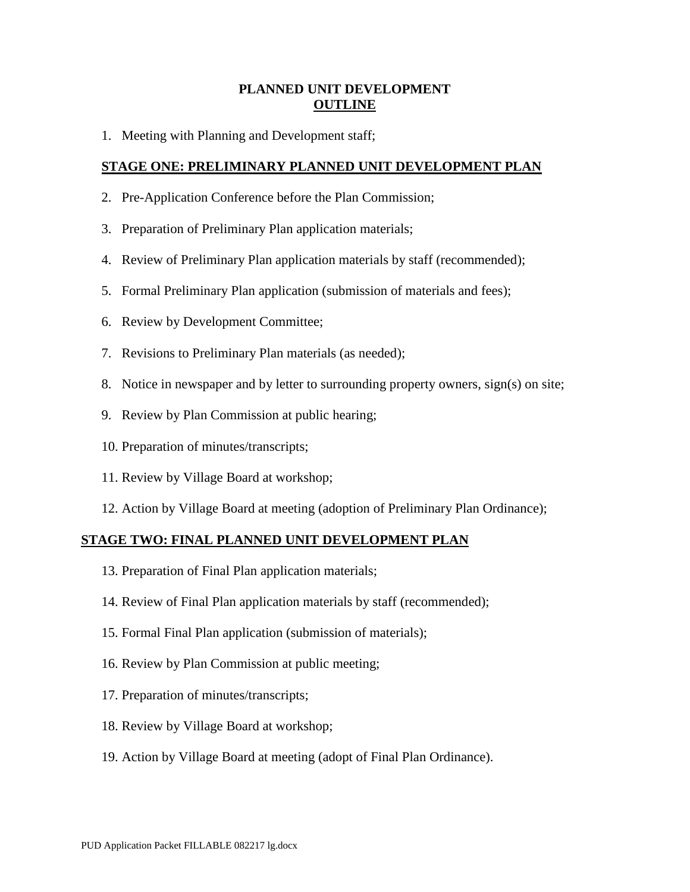# PLANNED UNIT DEVELOPMENT
## OUTLINE

1. Meeting with Planning and Development staff;

**STAGE ONE: PRELIMINARY PLANNED UNIT DEVELOPMENT PLAN**

2. Pre-Application Conference before the Plan Commission;
3. Preparation of Preliminary Plan application materials;
4. Review of Preliminary Plan application materials by staff (recommended);
5. Formal Preliminary Plan application (submission of materials and fees);
6. Review by Development Committee;
7. Revisions to Preliminary Plan materials (as needed);
8. Notice in newspaper and by letter to surrounding property owners, sign(s) on site;
9. Review by Plan Commission at public hearing;
10. Preparation of minutes/transcripts;
11. Review by Village Board at workshop;
12. Action by Village Board at meeting (adoption of Preliminary Plan Ordinance);

**STAGE TWO: FINAL PLANNED UNIT DEVELOPMENT PLAN**

13. Preparation of Final Plan application materials;
14. Review of Final Plan application materials by staff (recommended);
15. Formal Final Plan application (submission of materials);
16. Review by Plan Commission at public meeting;
17. Preparation of minutes/transcripts;
18. Review by Village Board at workshop;
19. Action by Village Board at meeting (adopt of Final Plan Ordinance).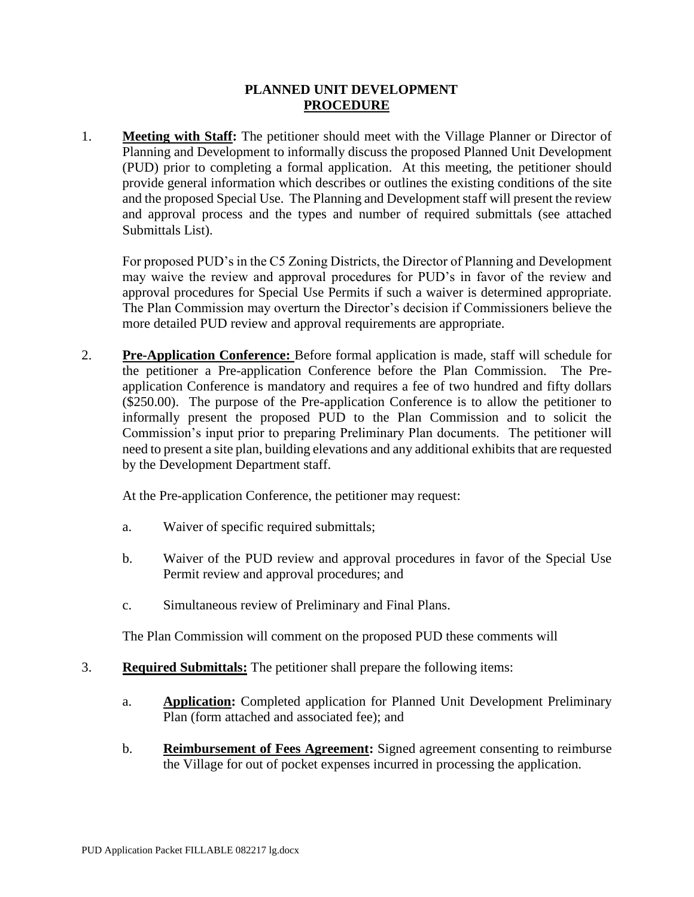# PLANNED UNIT DEVELOPMENT
## PROCEDURE

1. **Meeting with Staff:** The petitioner should meet with the Village Planner or Director of Planning and Development to informally discuss the proposed Planned Unit Development (PUD) prior to completing a formal application. At this meeting, the petitioner should provide general information which describes or outlines the existing conditions of the site and the proposed Special Use. The Planning and Development staff will present the review and approval process and the types and number of required submittals (see attached Submittals List).

   For proposed PUD's in the C5 Zoning Districts, the Director of Planning and Development may waive the review and approval procedures for PUD's in favor of the review and approval procedures for Special Use Permits if such a waiver is determined appropriate. The Plan Commission may overturn the Director's decision if Commissioners believe the more detailed PUD review and approval requirements are appropriate.

2. **Pre-Application Conference:** Before formal application is made, staff will schedule for the petitioner a Pre-application Conference before the Plan Commission. The Pre-application Conference is mandatory and requires a fee of two hundred and fifty dollars ($250.00). The purpose of the Pre-application Conference is to allow the petitioner to informally present the proposed PUD to the Plan Commission and to solicit the Commission's input prior to preparing Preliminary Plan documents. The petitioner will need to present a site plan, building elevations and any additional exhibits that are requested by the Development Department staff.

   At the Pre-application Conference, the petitioner may request:

   a. Waiver of specific required submittals;

   b. Waiver of the PUD review and approval procedures in favor of the Special Use Permit review and approval procedures; and

   c. Simultaneous review of Preliminary and Final Plans.

   The Plan Commission will comment on the proposed PUD these comments will

3. **Required Submittals:** The petitioner shall prepare the following items:

   a. **Application:** Completed application for Planned Unit Development Preliminary Plan (form attached and associated fee); and

   b. **Reimbursement of Fees Agreement:** Signed agreement consenting to reimburse the Village for out of pocket expenses incurred in processing the application.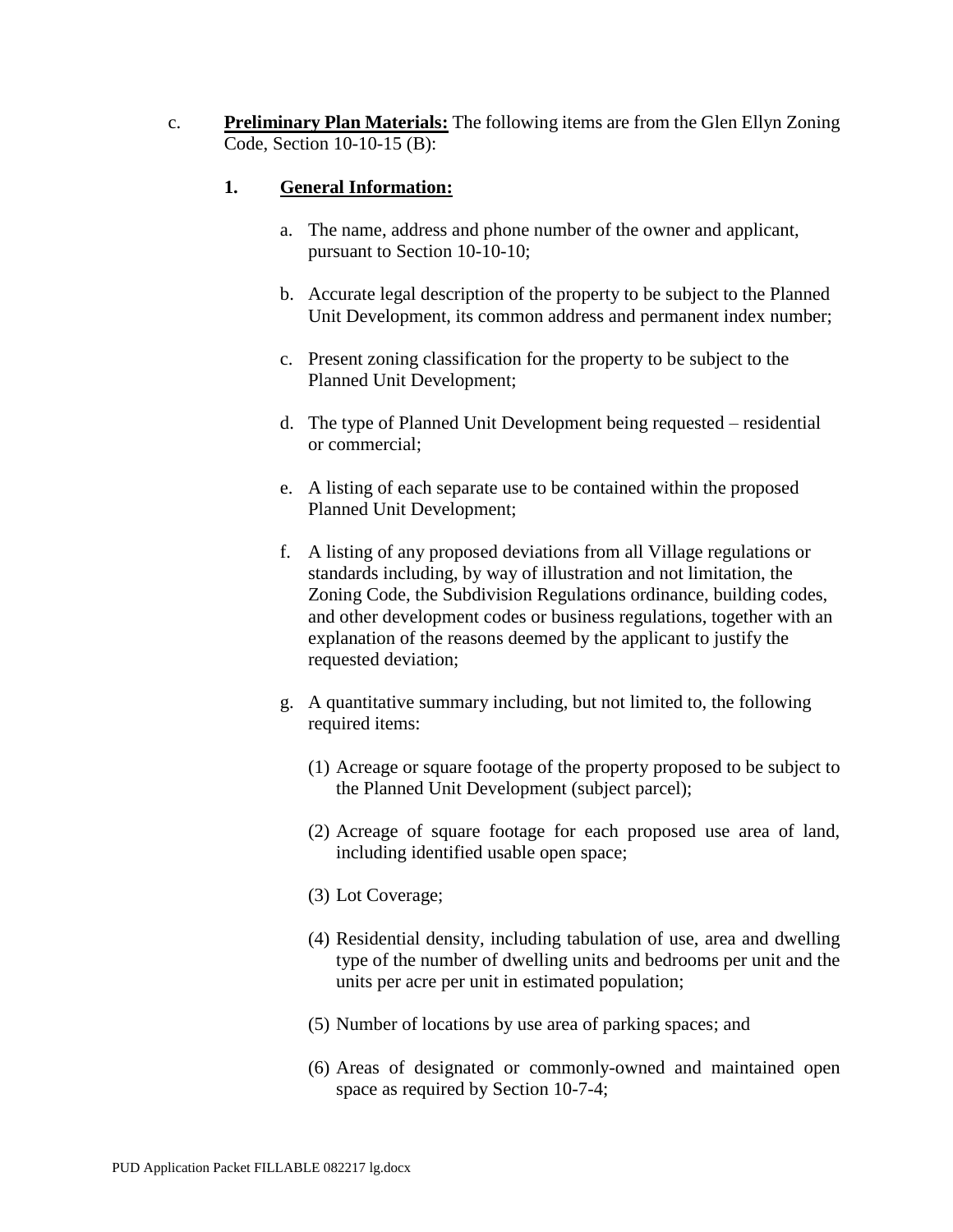c. **Preliminary Plan Materials:** The following items are from the Glen Ellyn Zoning Code, Section 10-10-15 (B):

**1. General Information:**

a. The name, address and phone number of the owner and applicant, pursuant to Section 10-10-10;

b. Accurate legal description of the property to be subject to the Planned Unit Development, its common address and permanent index number;

c. Present zoning classification for the property to be subject to the Planned Unit Development;

d. The type of Planned Unit Development being requested – residential or commercial;

e. A listing of each separate use to be contained within the proposed Planned Unit Development;

f. A listing of any proposed deviations from all Village regulations or standards including, by way of illustration and not limitation, the Zoning Code, the Subdivision Regulations ordinance, building codes, and other development codes or business regulations, together with an explanation of the reasons deemed by the applicant to justify the requested deviation;

g. A quantitative summary including, but not limited to, the following required items:

(1) Acreage or square footage of the property proposed to be subject to the Planned Unit Development (subject parcel);

(2) Acreage of square footage for each proposed use area of land, including identified usable open space;

(3) Lot Coverage;

(4) Residential density, including tabulation of use, area and dwelling type of the number of dwelling units and bedrooms per unit and the units per acre per unit in estimated population;

(5) Number of locations by use area of parking spaces; and

(6) Areas of designated or commonly-owned and maintained open space as required by Section 10-7-4;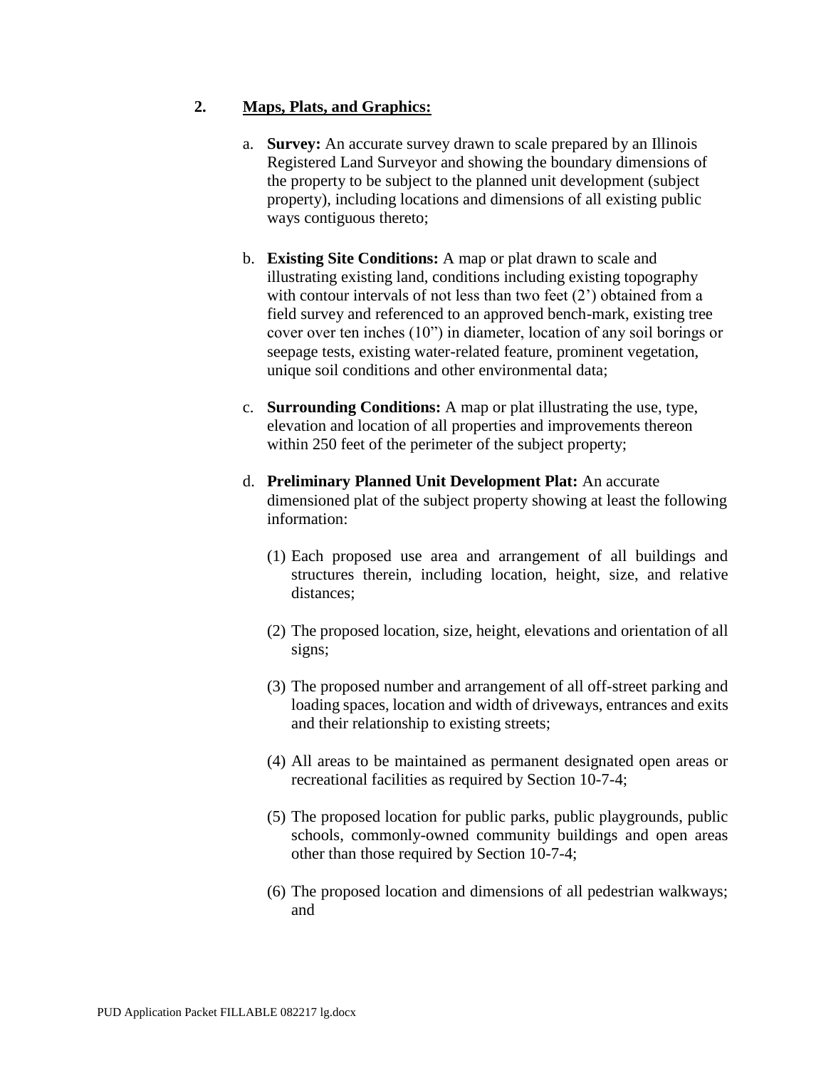## 2. Maps, Plats, and Graphics:

a. **Survey:** An accurate survey drawn to scale prepared by an Illinois Registered Land Surveyor and showing the boundary dimensions of the property to be subject to the planned unit development (subject property), including locations and dimensions of all existing public ways contiguous thereto;

b. **Existing Site Conditions:** A map or plat drawn to scale and illustrating existing land, conditions including existing topography with contour intervals of not less than two feet (2') obtained from a field survey and referenced to an approved bench-mark, existing tree cover over ten inches (10") in diameter, location of any soil borings or seepage tests, existing water-related feature, prominent vegetation, unique soil conditions and other environmental data;

c. **Surrounding Conditions:** A map or plat illustrating the use, type, elevation and location of all properties and improvements thereon within 250 feet of the perimeter of the subject property;

d. **Preliminary Planned Unit Development Plat:** An accurate dimensioned plat of the subject property showing at least the following information:

   (1) Each proposed use area and arrangement of all buildings and structures therein, including location, height, size, and relative distances;

   (2) The proposed location, size, height, elevations and orientation of all signs;

   (3) The proposed number and arrangement of all off-street parking and loading spaces, location and width of driveways, entrances and exits and their relationship to existing streets;

   (4) All areas to be maintained as permanent designated open areas or recreational facilities as required by Section 10-7-4;

   (5) The proposed location for public parks, public playgrounds, public schools, commonly-owned community buildings and open areas other than those required by Section 10-7-4;

   (6) The proposed location and dimensions of all pedestrian walkways; and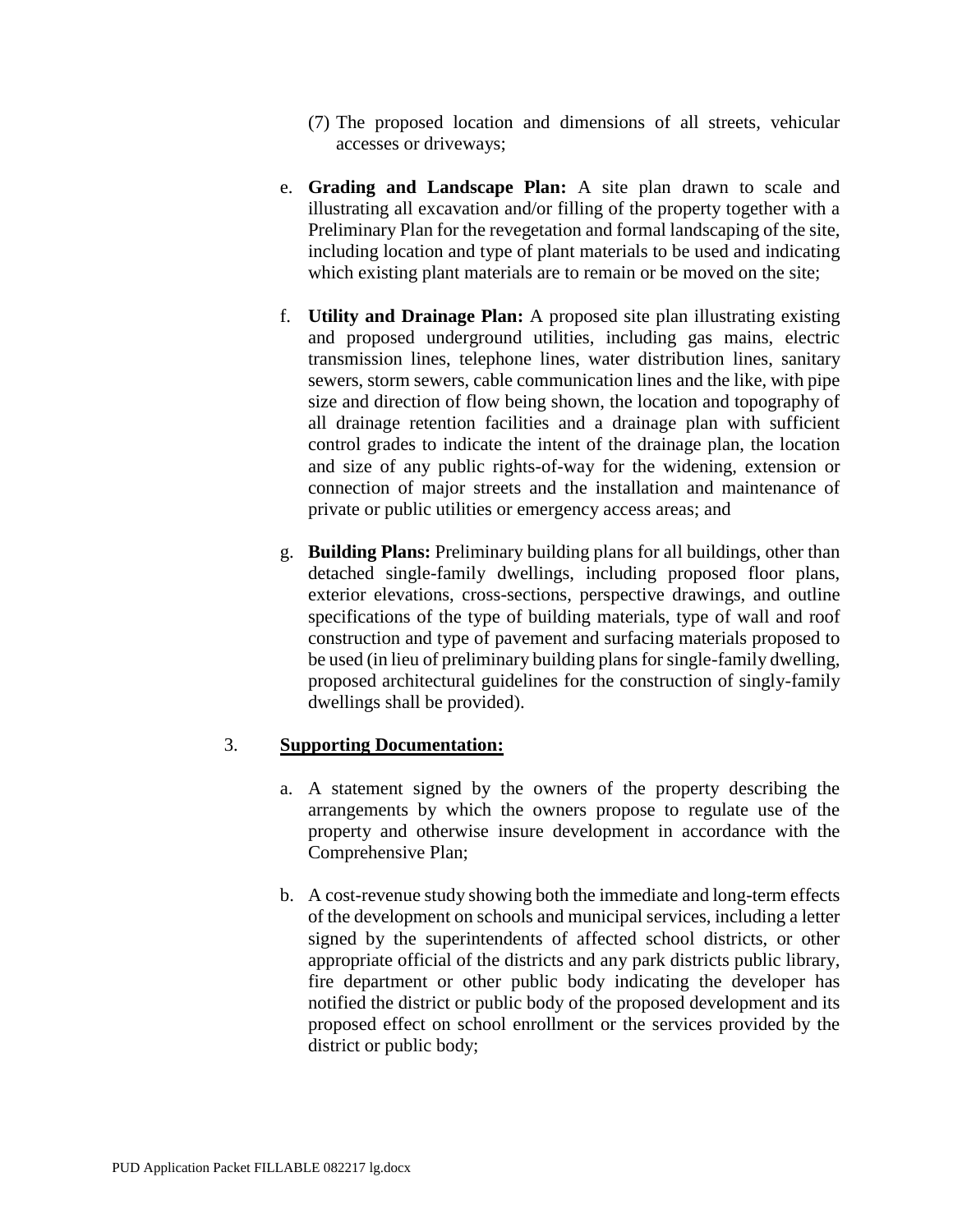(7) The proposed location and dimensions of all streets, vehicular accesses or driveways;

e. **Grading and Landscape Plan:** A site plan drawn to scale and illustrating all excavation and/or filling of the property together with a Preliminary Plan for the revegetation and formal landscaping of the site, including location and type of plant materials to be used and indicating which existing plant materials are to remain or be moved on the site;

f. **Utility and Drainage Plan:** A proposed site plan illustrating existing and proposed underground utilities, including gas mains, electric transmission lines, telephone lines, water distribution lines, sanitary sewers, storm sewers, cable communication lines and the like, with pipe size and direction of flow being shown, the location and topography of all drainage retention facilities and a drainage plan with sufficient control grades to indicate the intent of the drainage plan, the location and size of any public rights-of-way for the widening, extension or connection of major streets and the installation and maintenance of private or public utilities or emergency access areas; and

g. **Building Plans:** Preliminary building plans for all buildings, other than detached single-family dwellings, including proposed floor plans, exterior elevations, cross-sections, perspective drawings, and outline specifications of the type of building materials, type of wall and roof construction and type of pavement and surfacing materials proposed to be used (in lieu of preliminary building plans for single-family dwelling, proposed architectural guidelines for the construction of singly-family dwellings shall be provided).

3. **<u>Supporting Documentation:</u>**

a. A statement signed by the owners of the property describing the arrangements by which the owners propose to regulate use of the property and otherwise insure development in accordance with the Comprehensive Plan;

b. A cost-revenue study showing both the immediate and long-term effects of the development on schools and municipal services, including a letter signed by the superintendents of affected school districts, or other appropriate official of the districts and any park districts public library, fire department or other public body indicating the developer has notified the district or public body of the proposed development and its proposed effect on school enrollment or the services provided by the district or public body;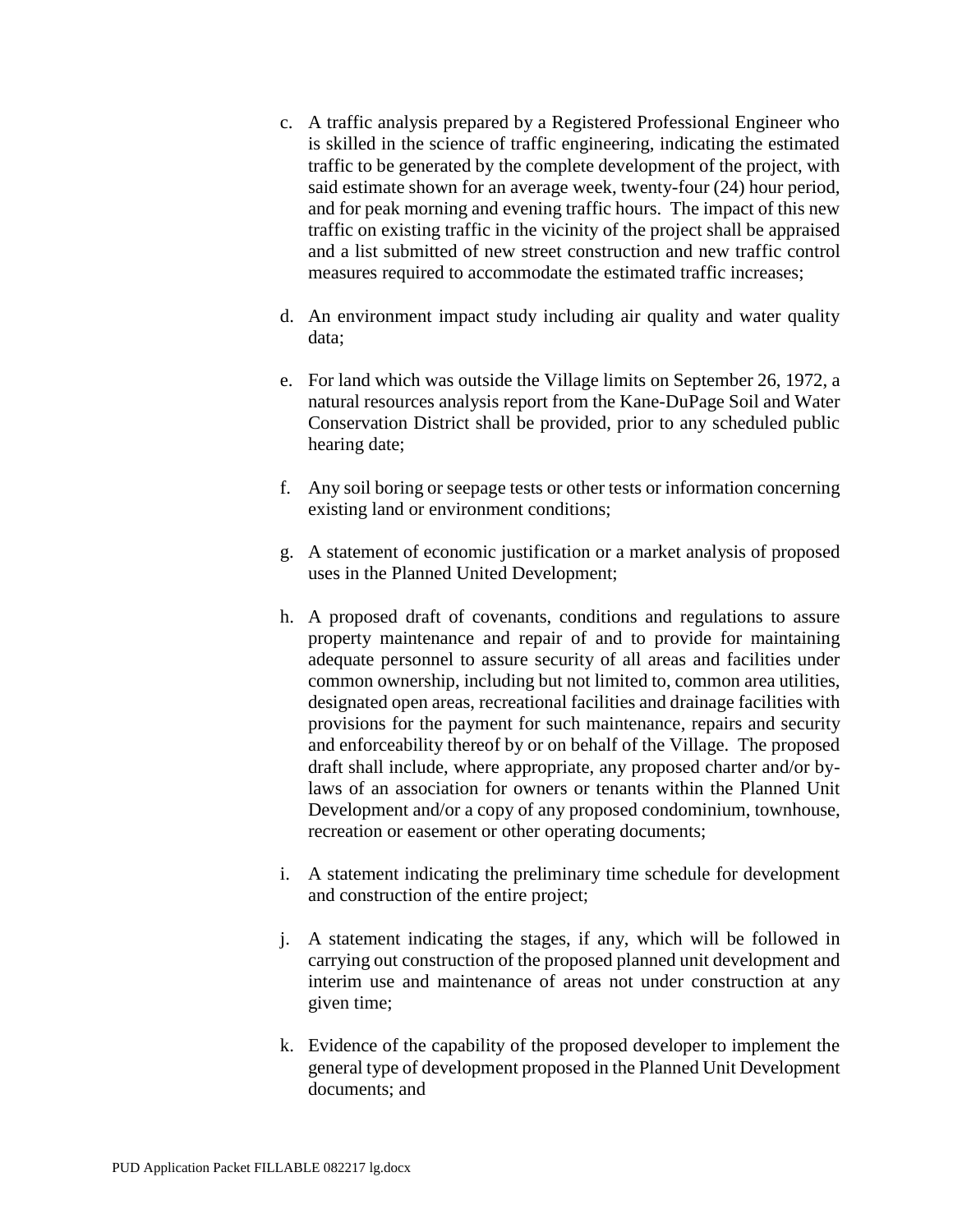c. A traffic analysis prepared by a Registered Professional Engineer who is skilled in the science of traffic engineering, indicating the estimated traffic to be generated by the complete development of the project, with said estimate shown for an average week, twenty-four (24) hour period, and for peak morning and evening traffic hours. The impact of this new traffic on existing traffic in the vicinity of the project shall be appraised and a list submitted of new street construction and new traffic control measures required to accommodate the estimated traffic increases;

d. An environment impact study including air quality and water quality data;

e. For land which was outside the Village limits on September 26, 1972, a natural resources analysis report from the Kane-DuPage Soil and Water Conservation District shall be provided, prior to any scheduled public hearing date;

f. Any soil boring or seepage tests or other tests or information concerning existing land or environment conditions;

g. A statement of economic justification or a market analysis of proposed uses in the Planned United Development;

h. A proposed draft of covenants, conditions and regulations to assure property maintenance and repair of and to provide for maintaining adequate personnel to assure security of all areas and facilities under common ownership, including but not limited to, common area utilities, designated open areas, recreational facilities and drainage facilities with provisions for the payment for such maintenance, repairs and security and enforceability thereof by or on behalf of the Village. The proposed draft shall include, where appropriate, any proposed charter and/or by-laws of an association for owners or tenants within the Planned Unit Development and/or a copy of any proposed condominium, townhouse, recreation or easement or other operating documents;

i. A statement indicating the preliminary time schedule for development and construction of the entire project;

j. A statement indicating the stages, if any, which will be followed in carrying out construction of the proposed planned unit development and interim use and maintenance of areas not under construction at any given time;

k. Evidence of the capability of the proposed developer to implement the general type of development proposed in the Planned Unit Development documents; and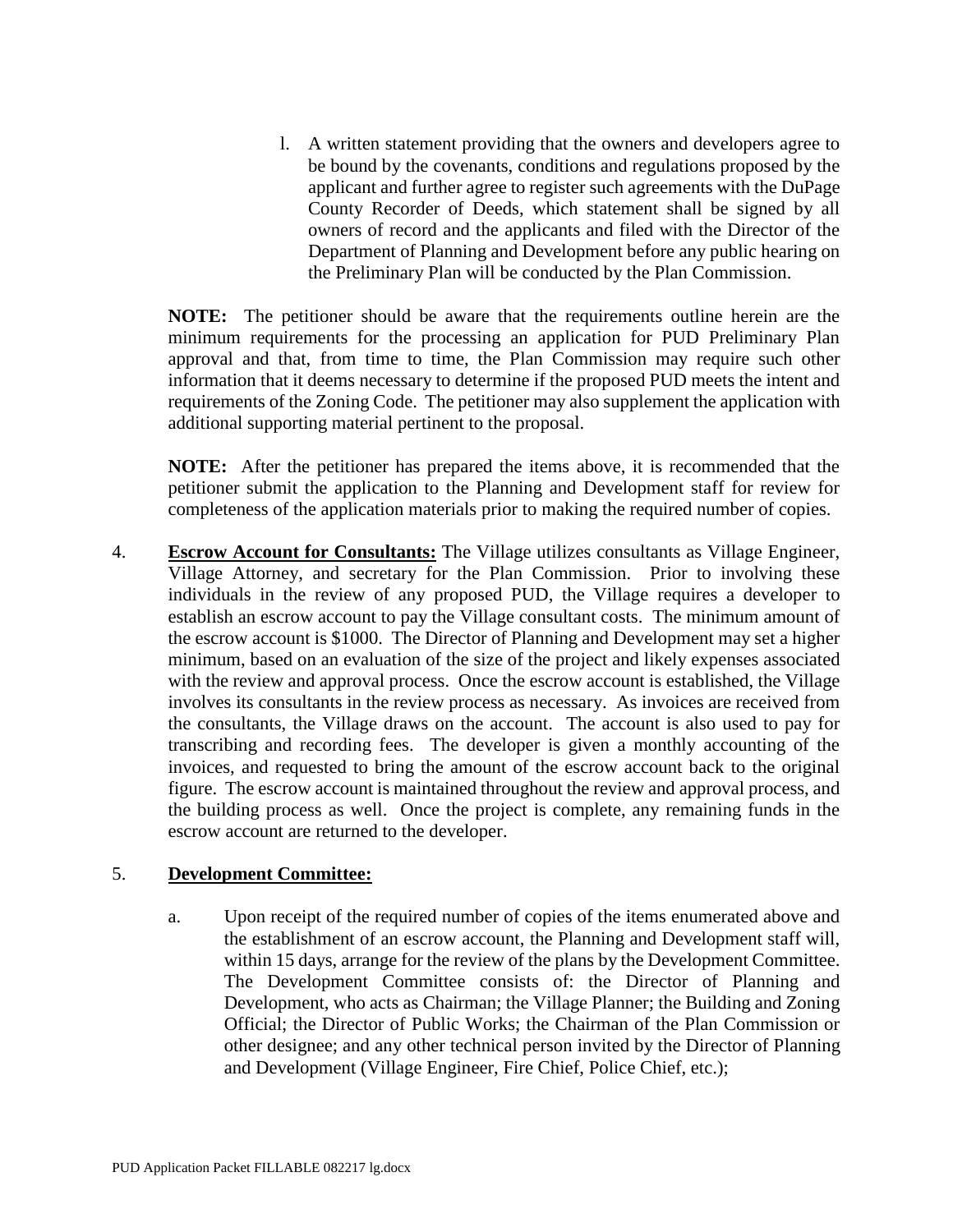l. A written statement providing that the owners and developers agree to be bound by the covenants, conditions and regulations proposed by the applicant and further agree to register such agreements with the DuPage County Recorder of Deeds, which statement shall be signed by all owners of record and the applicants and filed with the Director of the Department of Planning and Development before any public hearing on the Preliminary Plan will be conducted by the Plan Commission.

**NOTE:** The petitioner should be aware that the requirements outline herein are the minimum requirements for the processing an application for PUD Preliminary Plan approval and that, from time to time, the Plan Commission may require such other information that it deems necessary to determine if the proposed PUD meets the intent and requirements of the Zoning Code. The petitioner may also supplement the application with additional supporting material pertinent to the proposal.

**NOTE:** After the petitioner has prepared the items above, it is recommended that the petitioner submit the application to the Planning and Development staff for review for completeness of the application materials prior to making the required number of copies.

4. **Escrow Account for Consultants:** The Village utilizes consultants as Village Engineer, Village Attorney, and secretary for the Plan Commission. Prior to involving these individuals in the review of any proposed PUD, the Village requires a developer to establish an escrow account to pay the Village consultant costs. The minimum amount of the escrow account is $1000. The Director of Planning and Development may set a higher minimum, based on an evaluation of the size of the project and likely expenses associated with the review and approval process. Once the escrow account is established, the Village involves its consultants in the review process as necessary. As invoices are received from the consultants, the Village draws on the account. The account is also used to pay for transcribing and recording fees. The developer is given a monthly accounting of the invoices, and requested to bring the amount of the escrow account back to the original figure. The escrow account is maintained throughout the review and approval process, and the building process as well. Once the project is complete, any remaining funds in the escrow account are returned to the developer.

5. **Development Committee:**

   a. Upon receipt of the required number of copies of the items enumerated above and the establishment of an escrow account, the Planning and Development staff will, within 15 days, arrange for the review of the plans by the Development Committee. The Development Committee consists of: the Director of Planning and Development, who acts as Chairman; the Village Planner; the Building and Zoning Official; the Director of Public Works; the Chairman of the Plan Commission or other designee; and any other technical person invited by the Director of Planning and Development (Village Engineer, Fire Chief, Police Chief, etc.);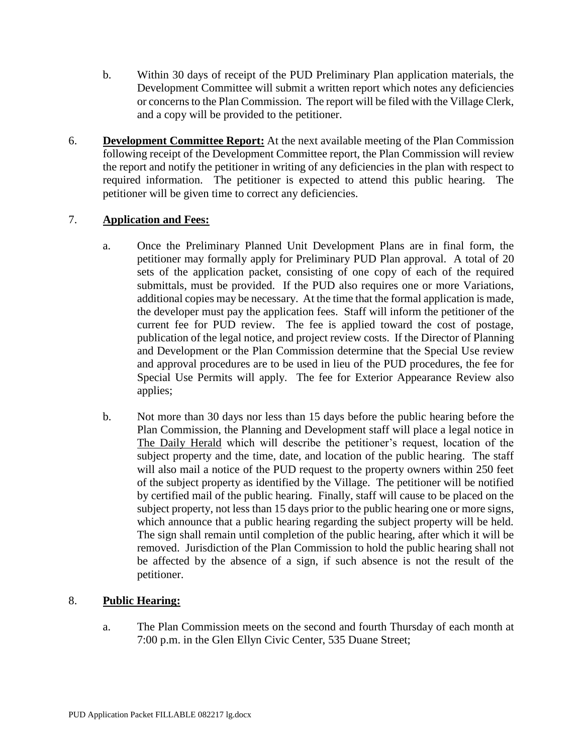b. Within 30 days of receipt of the PUD Preliminary Plan application materials, the Development Committee will submit a written report which notes any deficiencies or concerns to the Plan Commission. The report will be filed with the Village Clerk, and a copy will be provided to the petitioner.

6. **Development Committee Report:** At the next available meeting of the Plan Commission following receipt of the Development Committee report, the Plan Commission will review the report and notify the petitioner in writing of any deficiencies in the plan with respect to required information. The petitioner is expected to attend this public hearing. The petitioner will be given time to correct any deficiencies.

7. **Application and Fees:**

   a. Once the Preliminary Planned Unit Development Plans are in final form, the petitioner may formally apply for Preliminary PUD Plan approval. A total of 20 sets of the application packet, consisting of one copy of each of the required submittals, must be provided. If the PUD also requires one or more Variations, additional copies may be necessary. At the time that the formal application is made, the developer must pay the application fees. Staff will inform the petitioner of the current fee for PUD review. The fee is applied toward the cost of postage, publication of the legal notice, and project review costs. If the Director of Planning and Development or the Plan Commission determine that the Special Use review and approval procedures are to be used in lieu of the PUD procedures, the fee for Special Use Permits will apply. The fee for Exterior Appearance Review also applies;

   b. Not more than 30 days nor less than 15 days before the public hearing before the Plan Commission, the Planning and Development staff will place a legal notice in The Daily Herald which will describe the petitioner's request, location of the subject property and the time, date, and location of the public hearing. The staff will also mail a notice of the PUD request to the property owners within 250 feet of the subject property as identified by the Village. The petitioner will be notified by certified mail of the public hearing. Finally, staff will cause to be placed on the subject property, not less than 15 days prior to the public hearing one or more signs, which announce that a public hearing regarding the subject property will be held. The sign shall remain until completion of the public hearing, after which it will be removed. Jurisdiction of the Plan Commission to hold the public hearing shall not be affected by the absence of a sign, if such absence is not the result of the petitioner.

8. **Public Hearing:**

   a. The Plan Commission meets on the second and fourth Thursday of each month at 7:00 p.m. in the Glen Ellyn Civic Center, 535 Duane Street;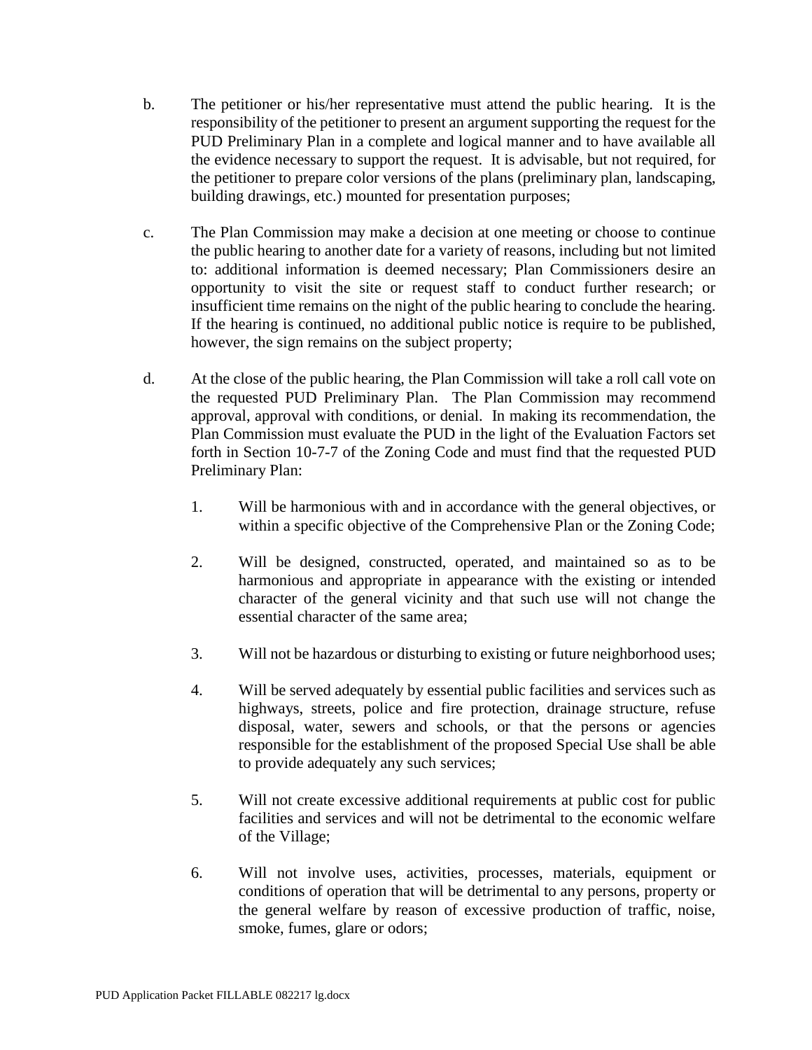b. The petitioner or his/her representative must attend the public hearing. It is the responsibility of the petitioner to present an argument supporting the request for the PUD Preliminary Plan in a complete and logical manner and to have available all the evidence necessary to support the request. It is advisable, but not required, for the petitioner to prepare color versions of the plans (preliminary plan, landscaping, building drawings, etc.) mounted for presentation purposes;

c. The Plan Commission may make a decision at one meeting or choose to continue the public hearing to another date for a variety of reasons, including but not limited to: additional information is deemed necessary; Plan Commissioners desire an opportunity to visit the site or request staff to conduct further research; or insufficient time remains on the night of the public hearing to conclude the hearing. If the hearing is continued, no additional public notice is require to be published, however, the sign remains on the subject property;

d. At the close of the public hearing, the Plan Commission will take a roll call vote on the requested PUD Preliminary Plan. The Plan Commission may recommend approval, approval with conditions, or denial. In making its recommendation, the Plan Commission must evaluate the PUD in the light of the Evaluation Factors set forth in Section 10-7-7 of the Zoning Code and must find that the requested PUD Preliminary Plan:

    1. Will be harmonious with and in accordance with the general objectives, or within a specific objective of the Comprehensive Plan or the Zoning Code;

    2. Will be designed, constructed, operated, and maintained so as to be harmonious and appropriate in appearance with the existing or intended character of the general vicinity and that such use will not change the essential character of the same area;

    3. Will not be hazardous or disturbing to existing or future neighborhood uses;

    4. Will be served adequately by essential public facilities and services such as highways, streets, police and fire protection, drainage structure, refuse disposal, water, sewers and schools, or that the persons or agencies responsible for the establishment of the proposed Special Use shall be able to provide adequately any such services;

    5. Will not create excessive additional requirements at public cost for public facilities and services and will not be detrimental to the economic welfare of the Village;

    6. Will not involve uses, activities, processes, materials, equipment or conditions of operation that will be detrimental to any persons, property or the general welfare by reason of excessive production of traffic, noise, smoke, fumes, glare or odors;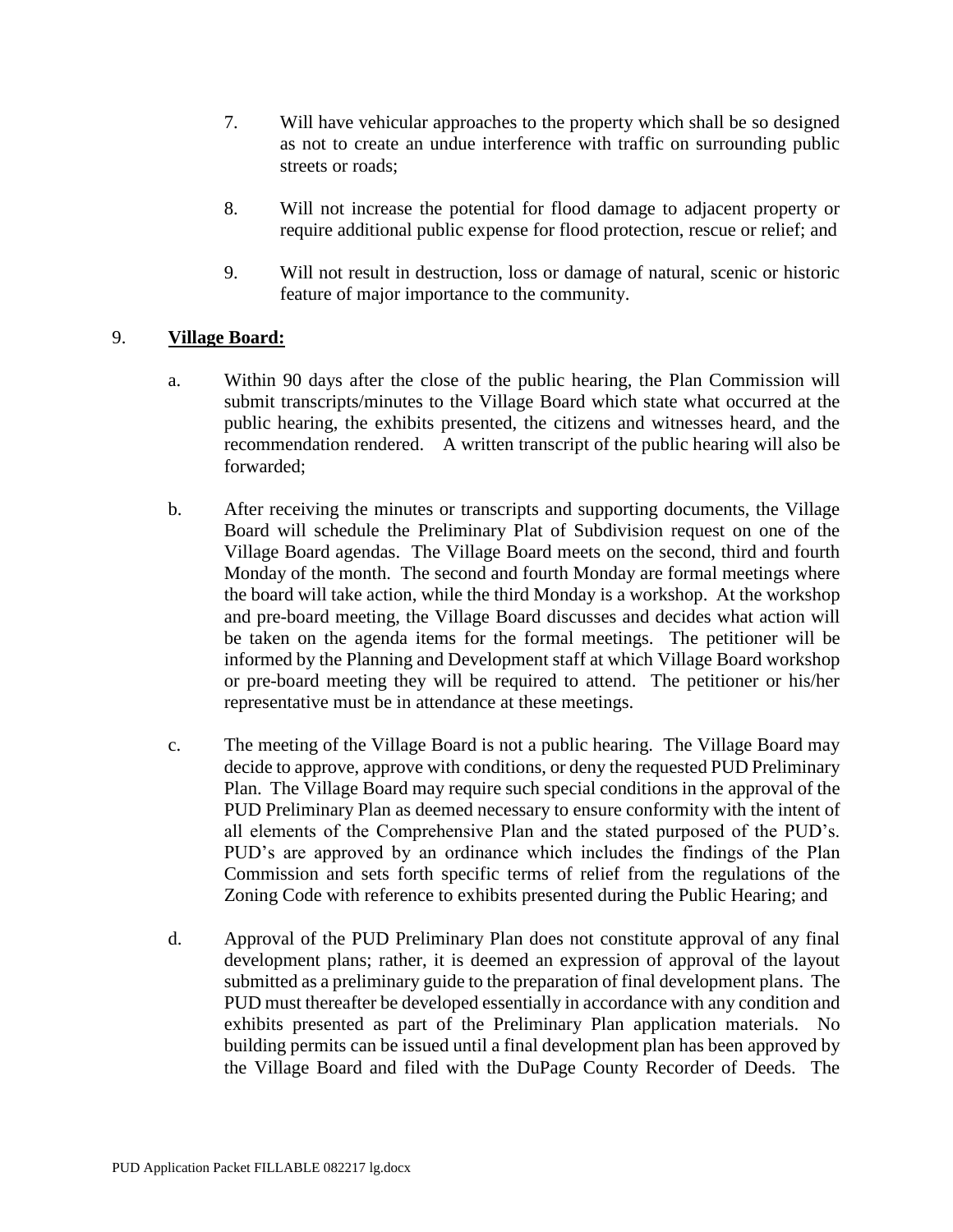7. Will have vehicular approaches to the property which shall be so designed as not to create an undue interference with traffic on surrounding public streets or roads;

8. Will not increase the potential for flood damage to adjacent property or require additional public expense for flood protection, rescue or relief; and

9. Will not result in destruction, loss or damage of natural, scenic or historic feature of major importance to the community.

9. **Village Board:**

a. Within 90 days after the close of the public hearing, the Plan Commission will submit transcripts/minutes to the Village Board which state what occurred at the public hearing, the exhibits presented, the citizens and witnesses heard, and the recommendation rendered. A written transcript of the public hearing will also be forwarded;

b. After receiving the minutes or transcripts and supporting documents, the Village Board will schedule the Preliminary Plat of Subdivision request on one of the Village Board agendas. The Village Board meets on the second, third and fourth Monday of the month. The second and fourth Monday are formal meetings where the board will take action, while the third Monday is a workshop. At the workshop and pre-board meeting, the Village Board discusses and decides what action will be taken on the agenda items for the formal meetings. The petitioner will be informed by the Planning and Development staff at which Village Board workshop or pre-board meeting they will be required to attend. The petitioner or his/her representative must be in attendance at these meetings.

c. The meeting of the Village Board is not a public hearing. The Village Board may decide to approve, approve with conditions, or deny the requested PUD Preliminary Plan. The Village Board may require such special conditions in the approval of the PUD Preliminary Plan as deemed necessary to ensure conformity with the intent of all elements of the Comprehensive Plan and the stated purposed of the PUD's. PUD's are approved by an ordinance which includes the findings of the Plan Commission and sets forth specific terms of relief from the regulations of the Zoning Code with reference to exhibits presented during the Public Hearing; and

d. Approval of the PUD Preliminary Plan does not constitute approval of any final development plans; rather, it is deemed an expression of approval of the layout submitted as a preliminary guide to the preparation of final development plans. The PUD must thereafter be developed essentially in accordance with any condition and exhibits presented as part of the Preliminary Plan application materials. No building permits can be issued until a final development plan has been approved by the Village Board and filed with the DuPage County Recorder of Deeds. The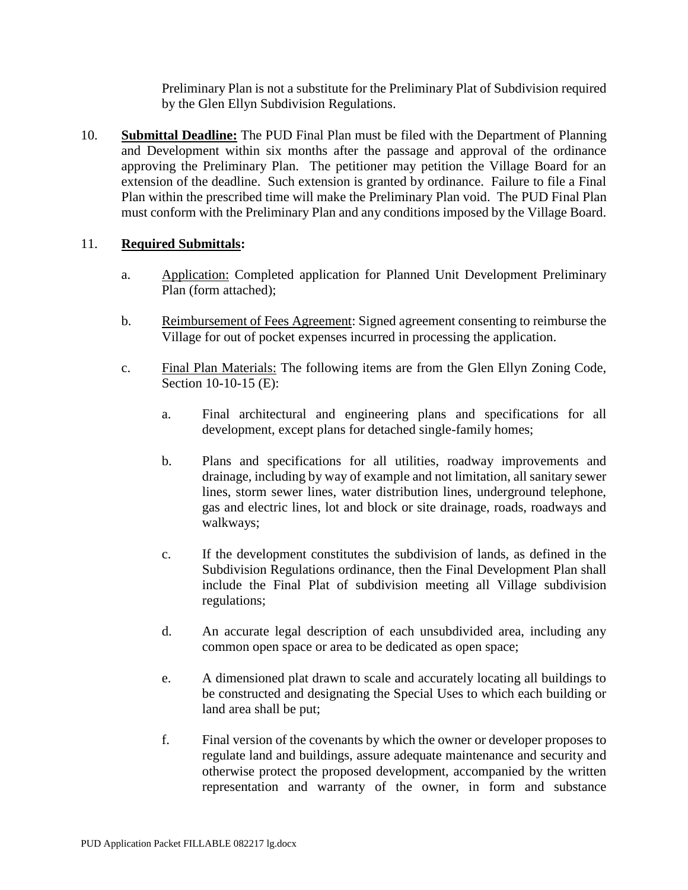Preliminary Plan is not a substitute for the Preliminary Plat of Subdivision required by the Glen Ellyn Subdivision Regulations.

10. **Submittal Deadline:** The PUD Final Plan must be filed with the Department of Planning and Development within six months after the passage and approval of the ordinance approving the Preliminary Plan. The petitioner may petition the Village Board for an extension of the deadline. Such extension is granted by ordinance. Failure to file a Final Plan within the prescribed time will make the Preliminary Plan void. The PUD Final Plan must conform with the Preliminary Plan and any conditions imposed by the Village Board.

11. **Required Submittals:**

    a. Application: Completed application for Planned Unit Development Preliminary Plan (form attached);

    b. Reimbursement of Fees Agreement: Signed agreement consenting to reimburse the Village for out of pocket expenses incurred in processing the application.

    c. Final Plan Materials: The following items are from the Glen Ellyn Zoning Code, Section 10-10-15 (E):

        a. Final architectural and engineering plans and specifications for all development, except plans for detached single-family homes;

        b. Plans and specifications for all utilities, roadway improvements and drainage, including by way of example and not limitation, all sanitary sewer lines, storm sewer lines, water distribution lines, underground telephone, gas and electric lines, lot and block or site drainage, roads, roadways and walkways;

        c. If the development constitutes the subdivision of lands, as defined in the Subdivision Regulations ordinance, then the Final Development Plan shall include the Final Plat of subdivision meeting all Village subdivision regulations;

        d. An accurate legal description of each unsubdivided area, including any common open space or area to be dedicated as open space;

        e. A dimensioned plat drawn to scale and accurately locating all buildings to be constructed and designating the Special Uses to which each building or land area shall be put;

        f. Final version of the covenants by which the owner or developer proposes to regulate land and buildings, assure adequate maintenance and security and otherwise protect the proposed development, accompanied by the written representation and warranty of the owner, in form and substance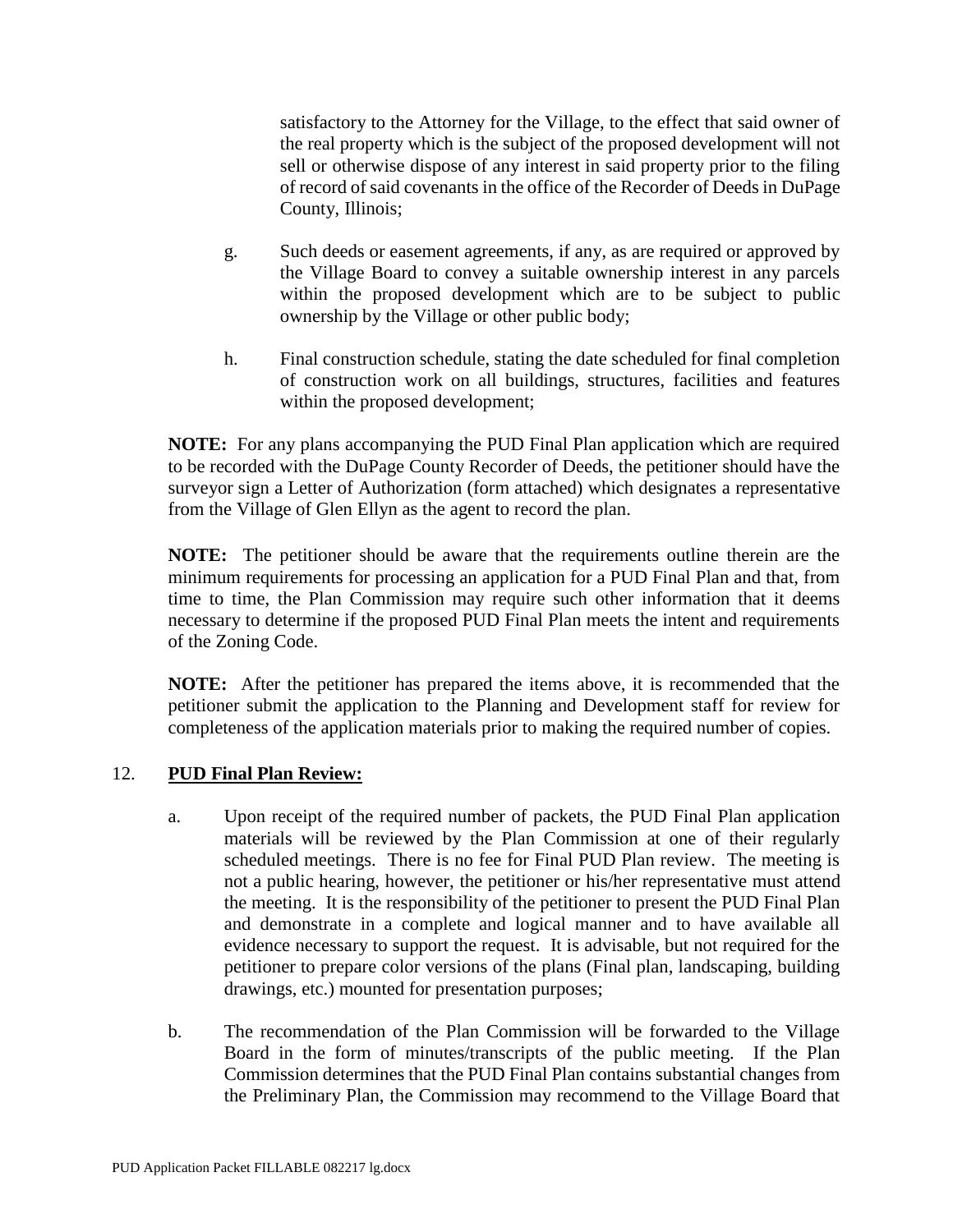satisfactory to the Attorney for the Village, to the effect that said owner of the real property which is the subject of the proposed development will not sell or otherwise dispose of any interest in said property prior to the filing of record of said covenants in the office of the Recorder of Deeds in DuPage County, Illinois;

g. Such deeds or easement agreements, if any, as are required or approved by the Village Board to convey a suitable ownership interest in any parcels within the proposed development which are to be subject to public ownership by the Village or other public body;

h. Final construction schedule, stating the date scheduled for final completion of construction work on all buildings, structures, facilities and features within the proposed development;

**NOTE:** For any plans accompanying the PUD Final Plan application which are required to be recorded with the DuPage County Recorder of Deeds, the petitioner should have the surveyor sign a Letter of Authorization (form attached) which designates a representative from the Village of Glen Ellyn as the agent to record the plan.

**NOTE:** The petitioner should be aware that the requirements outline therein are the minimum requirements for processing an application for a PUD Final Plan and that, from time to time, the Plan Commission may require such other information that it deems necessary to determine if the proposed PUD Final Plan meets the intent and requirements of the Zoning Code.

**NOTE:** After the petitioner has prepared the items above, it is recommended that the petitioner submit the application to the Planning and Development staff for review for completeness of the application materials prior to making the required number of copies.

12. **PUD Final Plan Review:**

a. Upon receipt of the required number of packets, the PUD Final Plan application materials will be reviewed by the Plan Commission at one of their regularly scheduled meetings. There is no fee for Final PUD Plan review. The meeting is not a public hearing, however, the petitioner or his/her representative must attend the meeting. It is the responsibility of the petitioner to present the PUD Final Plan and demonstrate in a complete and logical manner and to have available all evidence necessary to support the request. It is advisable, but not required for the petitioner to prepare color versions of the plans (Final plan, landscaping, building drawings, etc.) mounted for presentation purposes;

b. The recommendation of the Plan Commission will be forwarded to the Village Board in the form of minutes/transcripts of the public meeting. If the Plan Commission determines that the PUD Final Plan contains substantial changes from the Preliminary Plan, the Commission may recommend to the Village Board that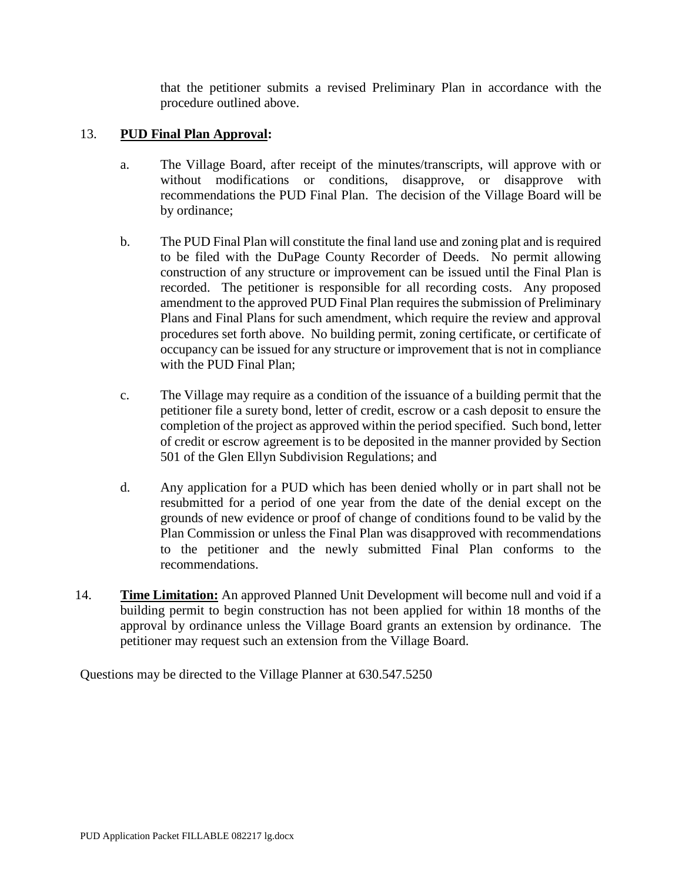that the petitioner submits a revised Preliminary Plan in accordance with the procedure outlined above.

13. **PUD Final Plan Approval:**

    a. The Village Board, after receipt of the minutes/transcripts, will approve with or without modifications or conditions, disapprove, or disapprove with recommendations the PUD Final Plan. The decision of the Village Board will be by ordinance;

    b. The PUD Final Plan will constitute the final land use and zoning plat and is required to be filed with the DuPage County Recorder of Deeds. No permit allowing construction of any structure or improvement can be issued until the Final Plan is recorded. The petitioner is responsible for all recording costs. Any proposed amendment to the approved PUD Final Plan requires the submission of Preliminary Plans and Final Plans for such amendment, which require the review and approval procedures set forth above. No building permit, zoning certificate, or certificate of occupancy can be issued for any structure or improvement that is not in compliance with the PUD Final Plan;

    c. The Village may require as a condition of the issuance of a building permit that the petitioner file a surety bond, letter of credit, escrow or a cash deposit to ensure the completion of the project as approved within the period specified. Such bond, letter of credit or escrow agreement is to be deposited in the manner provided by Section 501 of the Glen Ellyn Subdivision Regulations; and

    d. Any application for a PUD which has been denied wholly or in part shall not be resubmitted for a period of one year from the date of the denial except on the grounds of new evidence or proof of change of conditions found to be valid by the Plan Commission or unless the Final Plan was disapproved with recommendations to the petitioner and the newly submitted Final Plan conforms to the recommendations.

14. **Time Limitation:** An approved Planned Unit Development will become null and void if a building permit to begin construction has not been applied for within 18 months of the approval by ordinance unless the Village Board grants an extension by ordinance. The petitioner may request such an extension from the Village Board.

Questions may be directed to the Village Planner at 630.547.5250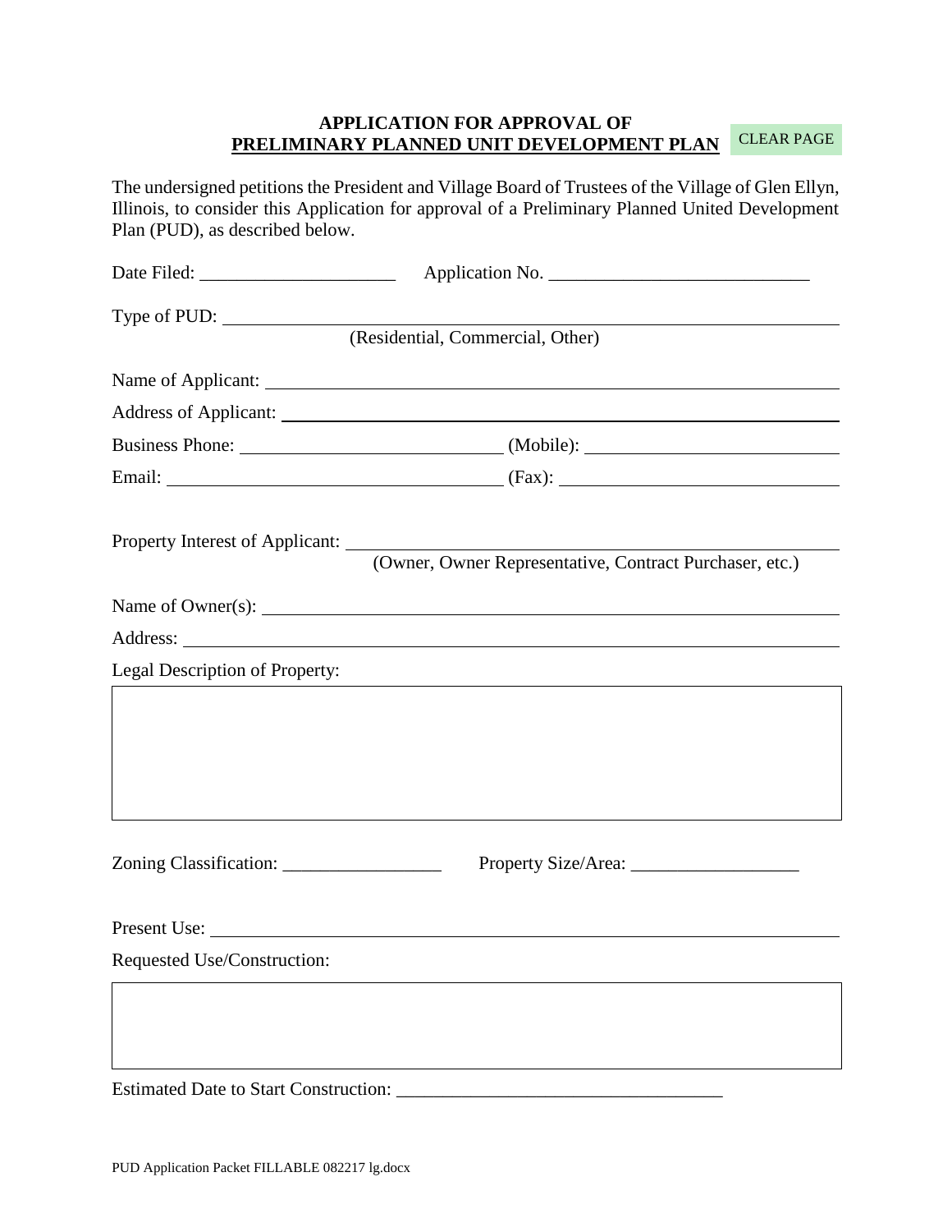**APPLICATION FOR APPROVAL OF**
**PRELIMINARY PLANNED UNIT DEVELOPMENT PLAN** CLEAR PAGE

The undersigned petitions the President and Village Board of Trustees of the Village of Glen Ellyn, Illinois, to consider this Application for approval of a Preliminary Planned United Development Plan (PUD), as described below.

Date Filed: ____________________ Application No. ___________________________

Type of PUD: ___________________________________________
(Residential, Commercial, Other)

Name of Applicant: ___________________________________________

Address of Applicant: ___________________________________________

Business Phone: ________________________ (Mobile): ________________________

Email: ________________________________ (Fax): ____________________________

Property Interest of Applicant: ___________________________________________
(Owner, Owner Representative, Contract Purchaser, etc.)

Name of Owner(s): ___________________________________________

Address: ___________________________________________

Legal Description of Property:

| |
|---|
| |

Zoning Classification: ________________ Property Size/Area: _________________

Present Use: ___________________________________________

Requested Use/Construction:

| |
|---|
| |

Estimated Date to Start Construction: _________________________________

PUD Application Packet FILLABLE 082217 lg.docx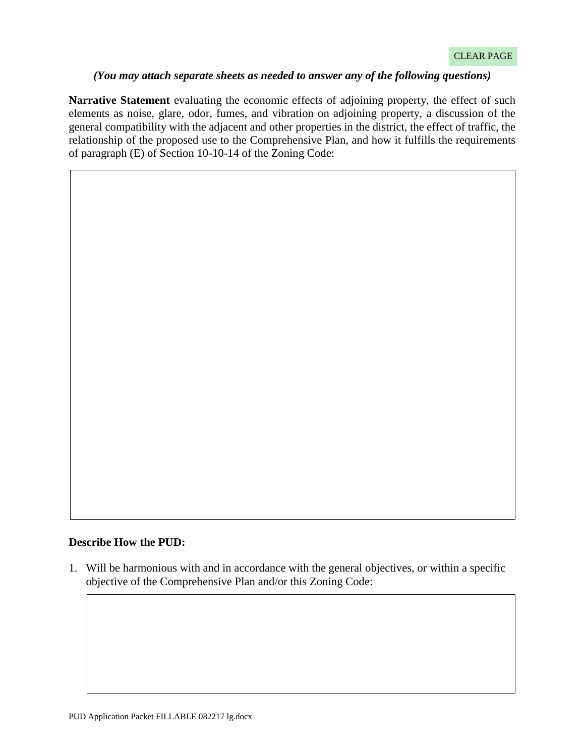CLEAR PAGE

***(You may attach separate sheets as needed to answer any of the following questions)***

**Narrative Statement** evaluating the economic effects of adjoining property, the effect of such elements as noise, glare, odor, fumes, and vibration on adjoining property, a discussion of the general compatibility with the adjacent and other properties in the district, the effect of traffic, the relationship of the proposed use to the Comprehensive Plan, and how it fulfills the requirements of paragraph (E) of Section 10-10-14 of the Zoning Code:

**Describe How the PUD:**

1. Will be harmonious with and in accordance with the general objectives, or within a specific objective of the Comprehensive Plan and/or this Zoning Code: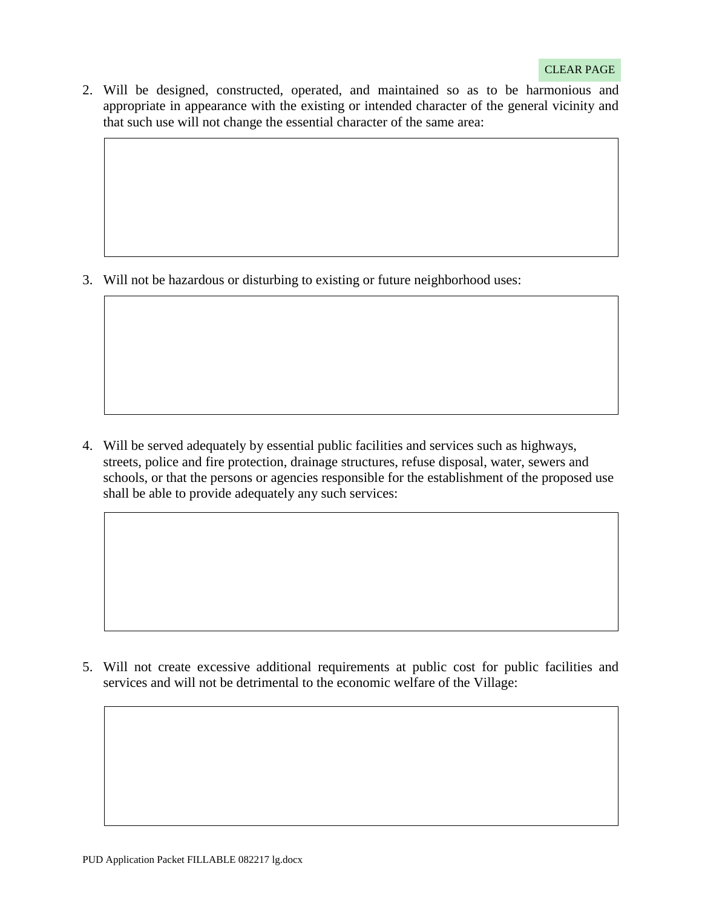CLEAR PAGE

2. Will be designed, constructed, operated, and maintained so as to be harmonious and appropriate in appearance with the existing or intended character of the general vicinity and that such use will not change the essential character of the same area:

3. Will not be hazardous or disturbing to existing or future neighborhood uses:

4. Will be served adequately by essential public facilities and services such as highways, streets, police and fire protection, drainage structures, refuse disposal, water, sewers and schools, or that the persons or agencies responsible for the establishment of the proposed use shall be able to provide adequately any such services:

5. Will not create excessive additional requirements at public cost for public facilities and services and will not be detrimental to the economic welfare of the Village: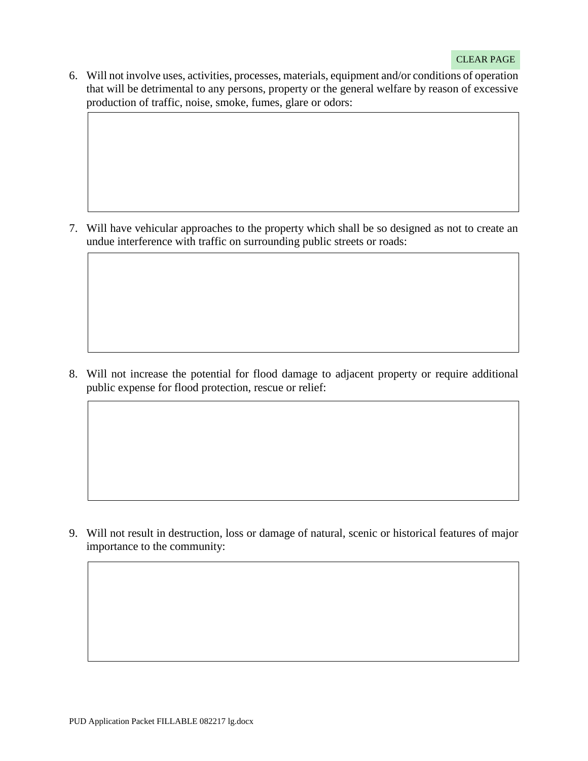CLEAR PAGE

6. Will not involve uses, activities, processes, materials, equipment and/or conditions of operation that will be detrimental to any persons, property or the general welfare by reason of excessive production of traffic, noise, smoke, fumes, glare or odors:

7. Will have vehicular approaches to the property which shall be so designed as not to create an undue interference with traffic on surrounding public streets or roads:

8. Will not increase the potential for flood damage to adjacent property or require additional public expense for flood protection, rescue or relief:

9. Will not result in destruction, loss or damage of natural, scenic or historical features of major importance to the community: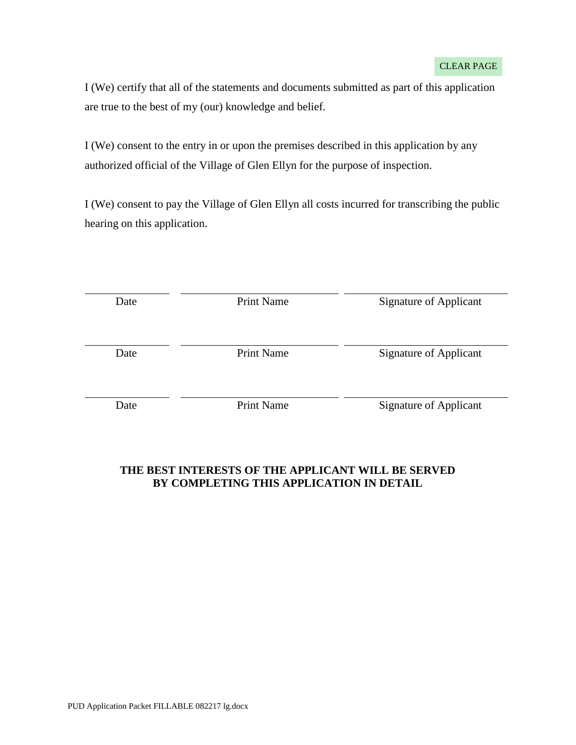CLEAR PAGE

I (We) certify that all of the statements and documents submitted as part of this application are true to the best of my (our) knowledge and belief.

I (We) consent to the entry in or upon the premises described in this application by any authorized official of the Village of Glen Ellyn for the purpose of inspection.

I (We) consent to pay the Village of Glen Ellyn all costs incurred for transcribing the public hearing on this application.

| Date | Print Name | Signature of Applicant |
| --- | --- | --- |
| | | |

| Date | Print Name | Signature of Applicant |
| --- | --- | --- |
| | | |

| Date | Print Name | Signature of Applicant |
| --- | --- | --- |
| | | |

**THE BEST INTERESTS OF THE APPLICANT WILL BE SERVED BY COMPLETING THIS APPLICATION IN DETAIL**

PUD Application Packet FILLABLE 082217 lg.docx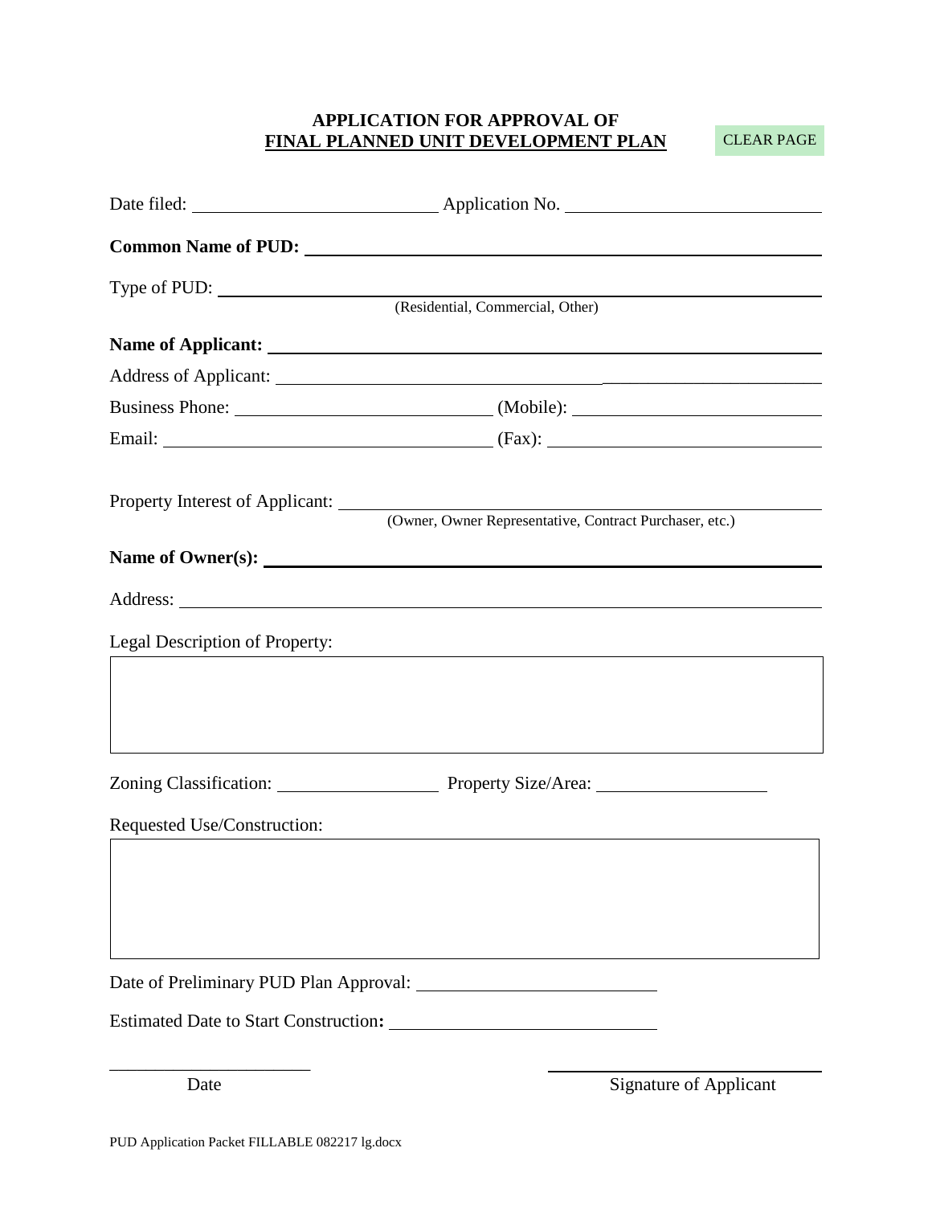## APPLICATION FOR APPROVAL OF
## FINAL PLANNED UNIT DEVELOPMENT PLAN

CLEAR PAGE

Date filed: ____________________ Application No. ____________________

**Common Name of PUD:** ________________________________________

Type of PUD: ________________________________________
(Residential, Commercial, Other)

**Name of Applicant:** ________________________________________

Address of Applicant: ________________________________________

Business Phone: ____________________ (Mobile): ____________________

Email: ____________________ (Fax): ____________________

Property Interest of Applicant: ________________________________________
(Owner, Owner Representative, Contract Purchaser, etc.)

**Name of Owner(s):** ________________________________________

Address: ________________________________________

Legal Description of Property:

| |
|---|
| |

Zoning Classification: ____________________ Property Size/Area: ____________________

Requested Use/Construction:

| |
|---|
| |

Date of Preliminary PUD Plan Approval: ____________________

Estimated Date to Start Construction**:** ____________________

____________________ ____________________
Date Signature of Applicant

PUD Application Packet FILLABLE 082217 lg.docx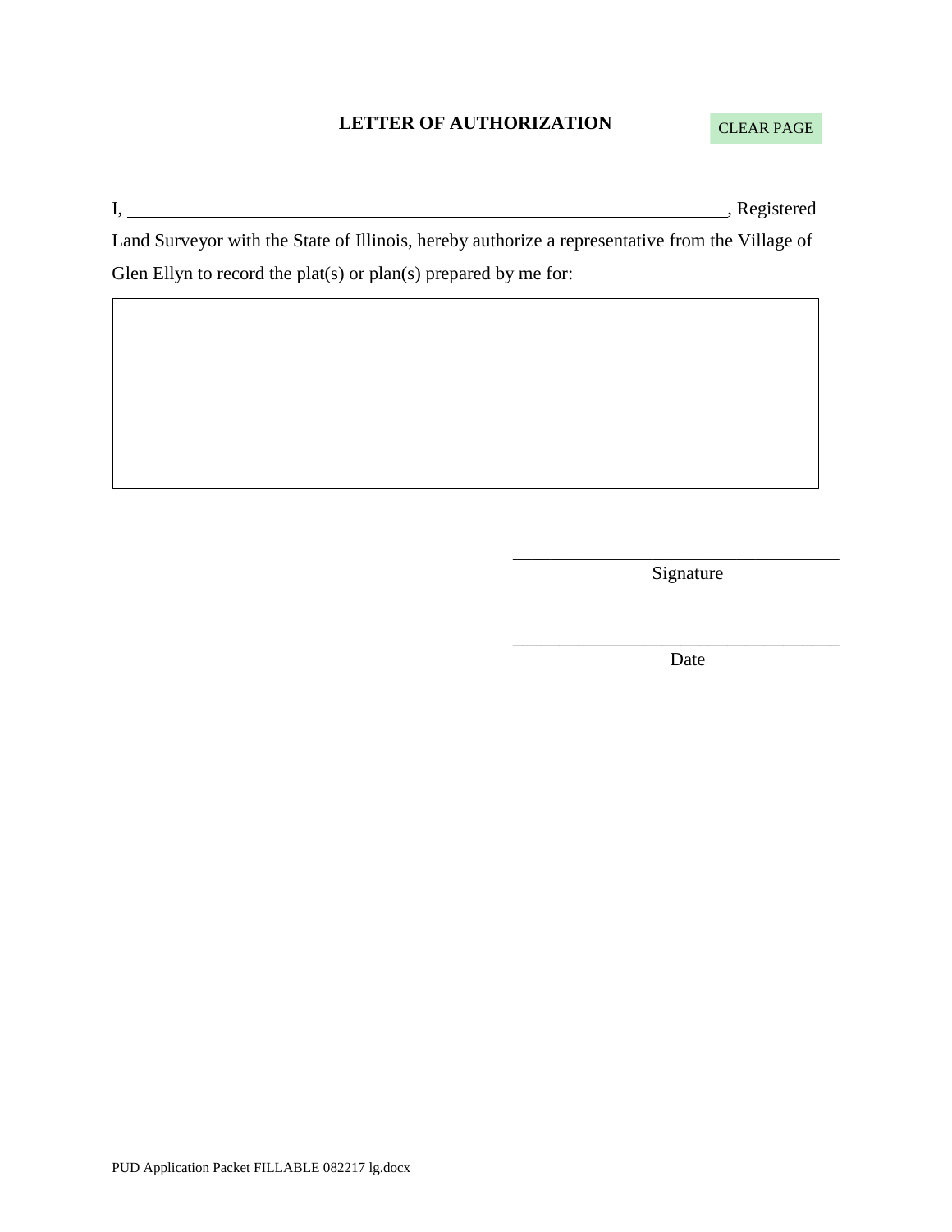# LETTER OF AUTHORIZATION

CLEAR PAGE

I, ______________________________________________________________, Registered Land Surveyor with the State of Illinois, hereby authorize a representative from the Village of Glen Ellyn to record the plat(s) or plan(s) prepared by me for:

| |
|---|
| |

_________________________________
Signature

_________________________________
Date

PUD Application Packet FILLABLE 082217 lg.docx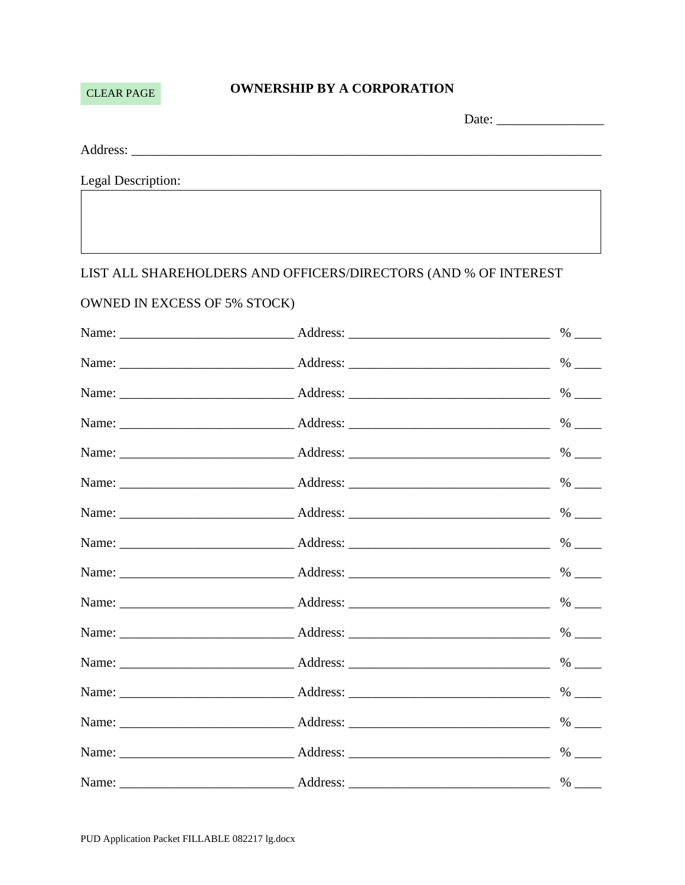CLEAR PAGE

## OWNERSHIP BY A CORPORATION

Date: ________________

Address: ____________________________________________________________________________

Legal Description:

| |
|---|
| |

LIST ALL SHAREHOLDERS AND OFFICERS/DIRECTORS (AND % OF INTEREST OWNED IN EXCESS OF 5% STOCK)

Name: __________________________ Address: ______________________________ % ____

Name: __________________________ Address: ______________________________ % ____

Name: __________________________ Address: ______________________________ % ____

Name: __________________________ Address: ______________________________ % ____

Name: __________________________ Address: ______________________________ % ____

Name: __________________________ Address: ______________________________ % ____

Name: __________________________ Address: ______________________________ % ____

Name: __________________________ Address: ______________________________ % ____

Name: __________________________ Address: ______________________________ % ____

Name: __________________________ Address: ______________________________ % ____

Name: __________________________ Address: ______________________________ % ____

Name: __________________________ Address: ______________________________ % ____

Name: __________________________ Address: ______________________________ % ____

Name: __________________________ Address: ______________________________ % ____

Name: __________________________ Address: ______________________________ % ____

Name: __________________________ Address: ______________________________ % ____

PUD Application Packet FILLABLE 082217 lg.docx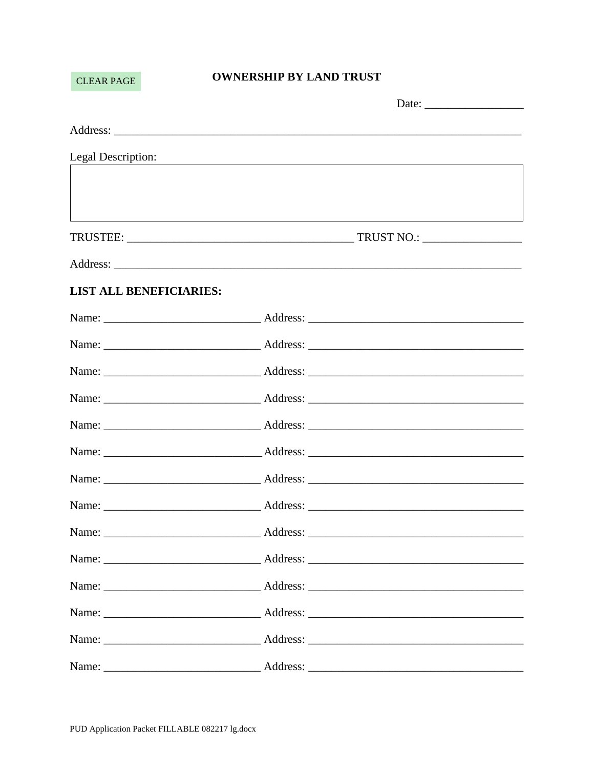CLEAR PAGE

**OWNERSHIP BY LAND TRUST**

Date: _________________

Address: ___________________________________________________________________________

Legal Description:

| |
|---|
| |

TRUSTEE: ______________________________________ TRUST NO.: _________________

Address: ___________________________________________________________________________

**LIST ALL BENEFICIARIES:**

Name: ___________________________ Address: _____________________________________

Name: ___________________________ Address: _____________________________________

Name: ___________________________ Address: _____________________________________

Name: ___________________________ Address: _____________________________________

Name: ___________________________ Address: _____________________________________

Name: ___________________________ Address: _____________________________________

Name: ___________________________ Address: _____________________________________

Name: ___________________________ Address: _____________________________________

Name: ___________________________ Address: _____________________________________

Name: ___________________________ Address: _____________________________________

Name: ___________________________ Address: _____________________________________

Name: ___________________________ Address: _____________________________________

Name: ___________________________ Address: _____________________________________

Name: ___________________________ Address: _____________________________________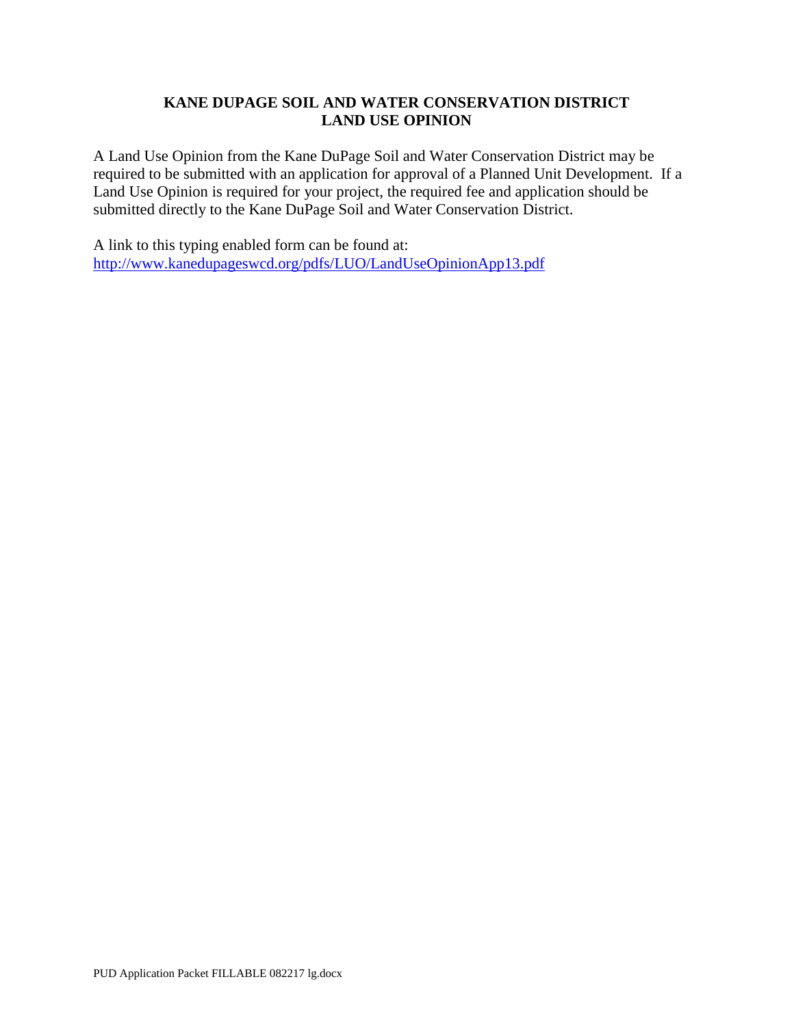# KANE DUPAGE SOIL AND WATER CONSERVATION DISTRICT
# LAND USE OPINION

A Land Use Opinion from the Kane DuPage Soil and Water Conservation District may be required to be submitted with an application for approval of a Planned Unit Development. If a Land Use Opinion is required for your project, the required fee and application should be submitted directly to the Kane DuPage Soil and Water Conservation District.

A link to this typing enabled form can be found at:
http://www.kanedupageswcd.org/pdfs/LUO/LandUseOpinionApp13.pdf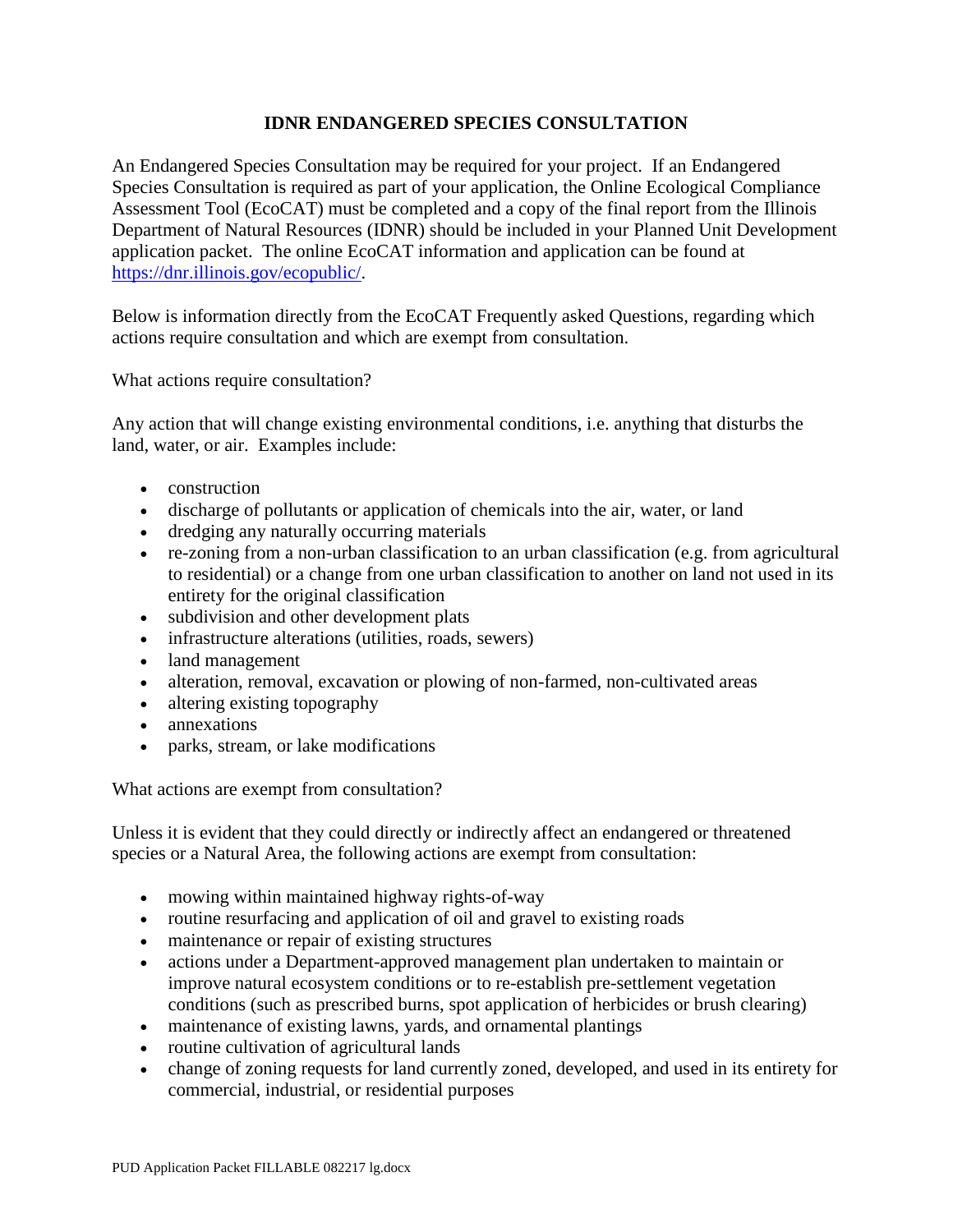# IDNR ENDANGERED SPECIES CONSULTATION

An Endangered Species Consultation may be required for your project. If an Endangered Species Consultation is required as part of your application, the Online Ecological Compliance Assessment Tool (EcoCAT) must be completed and a copy of the final report from the Illinois Department of Natural Resources (IDNR) should be included in your Planned Unit Development application packet. The online EcoCAT information and application can be found at [https://dnr.illinois.gov/ecopublic/](https://dnr.illinois.gov/ecopublic/).

Below is information directly from the EcoCAT Frequently asked Questions, regarding which actions require consultation and which are exempt from consultation.

What actions require consultation?

Any action that will change existing environmental conditions, i.e. anything that disturbs the land, water, or air. Examples include:

- construction
- discharge of pollutants or application of chemicals into the air, water, or land
- dredging any naturally occurring materials
- re-zoning from a non-urban classification to an urban classification (e.g. from agricultural to residential) or a change from one urban classification to another on land not used in its entirety for the original classification
- subdivision and other development plats
- infrastructure alterations (utilities, roads, sewers)
- land management
- alteration, removal, excavation or plowing of non-farmed, non-cultivated areas
- altering existing topography
- annexations
- parks, stream, or lake modifications

What actions are exempt from consultation?

Unless it is evident that they could directly or indirectly affect an endangered or threatened species or a Natural Area, the following actions are exempt from consultation:

- mowing within maintained highway rights-of-way
- routine resurfacing and application of oil and gravel to existing roads
- maintenance or repair of existing structures
- actions under a Department-approved management plan undertaken to maintain or improve natural ecosystem conditions or to re-establish pre-settlement vegetation conditions (such as prescribed burns, spot application of herbicides or brush clearing)
- maintenance of existing lawns, yards, and ornamental plantings
- routine cultivation of agricultural lands
- change of zoning requests for land currently zoned, developed, and used in its entirety for commercial, industrial, or residential purposes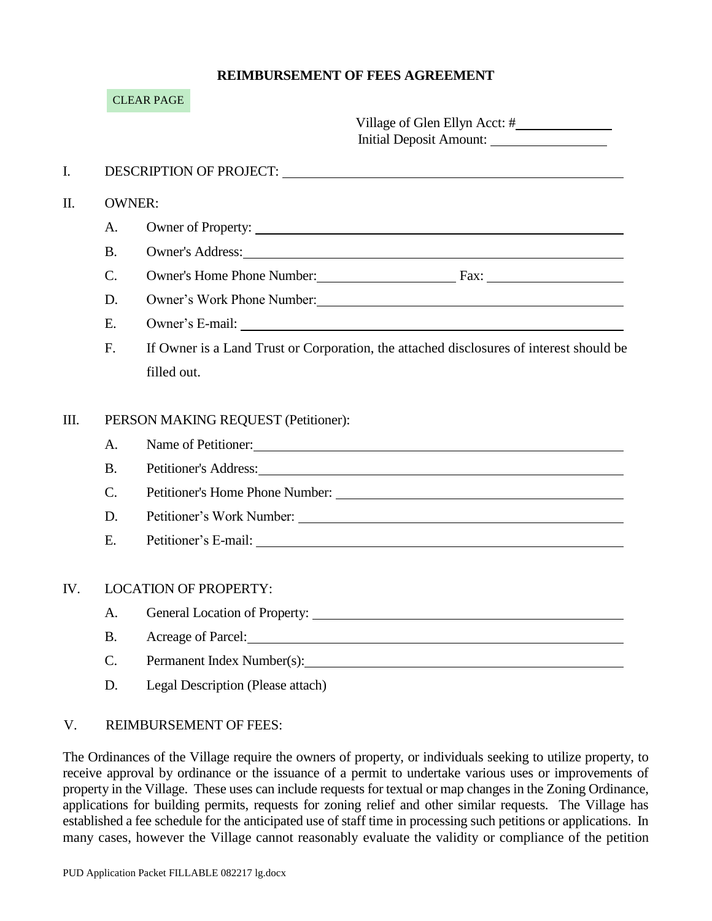## REIMBURSEMENT OF FEES AGREEMENT

CLEAR PAGE

Village of Glen Ellyn Acct: #\_\_\_\_\_\_\_\_\_\_\_\_
Initial Deposit Amount: \_\_\_\_\_\_\_\_\_\_\_\_

I. DESCRIPTION OF PROJECT: \_\_\_\_\_\_\_\_\_\_\_\_\_\_\_\_\_\_\_\_\_\_\_\_

II. OWNER:

A. Owner of Property: \_\_\_\_\_\_\_\_\_\_\_\_\_\_\_\_\_\_\_\_\_\_\_\_

B. Owner's Address: \_\_\_\_\_\_\_\_\_\_\_\_\_\_\_\_\_\_\_\_\_\_\_\_

C. Owner's Home Phone Number: \_\_\_\_\_\_\_\_\_\_\_\_ Fax: \_\_\_\_\_\_\_\_\_\_\_\_

D. Owner's Work Phone Number: \_\_\_\_\_\_\_\_\_\_\_\_\_\_\_\_\_\_\_\_\_\_\_\_

E. Owner's E-mail: \_\_\_\_\_\_\_\_\_\_\_\_\_\_\_\_\_\_\_\_\_\_\_\_

F. If Owner is a Land Trust or Corporation, the attached disclosures of interest should be filled out.

III. PERSON MAKING REQUEST (Petitioner):

A. Name of Petitioner: \_\_\_\_\_\_\_\_\_\_\_\_\_\_\_\_\_\_\_\_\_\_\_\_

B. Petitioner's Address: \_\_\_\_\_\_\_\_\_\_\_\_\_\_\_\_\_\_\_\_\_\_\_\_

C. Petitioner's Home Phone Number: \_\_\_\_\_\_\_\_\_\_\_\_\_\_\_\_\_\_\_\_\_\_\_\_

D. Petitioner's Work Number: \_\_\_\_\_\_\_\_\_\_\_\_\_\_\_\_\_\_\_\_\_\_\_\_

E. Petitioner's E-mail: \_\_\_\_\_\_\_\_\_\_\_\_\_\_\_\_\_\_\_\_\_\_\_\_

IV. LOCATION OF PROPERTY:

A. General Location of Property: \_\_\_\_\_\_\_\_\_\_\_\_\_\_\_\_\_\_\_\_\_\_\_\_

B. Acreage of Parcel: \_\_\_\_\_\_\_\_\_\_\_\_\_\_\_\_\_\_\_\_\_\_\_\_

C. Permanent Index Number(s): \_\_\_\_\_\_\_\_\_\_\_\_\_\_\_\_\_\_\_\_\_\_\_\_

D. Legal Description (Please attach)

V. REIMBURSEMENT OF FEES:

The Ordinances of the Village require the owners of property, or individuals seeking to utilize property, to receive approval by ordinance or the issuance of a permit to undertake various uses or improvements of property in the Village. These uses can include requests for textual or map changes in the Zoning Ordinance, applications for building permits, requests for zoning relief and other similar requests. The Village has established a fee schedule for the anticipated use of staff time in processing such petitions or applications. In many cases, however the Village cannot reasonably evaluate the validity or compliance of the petition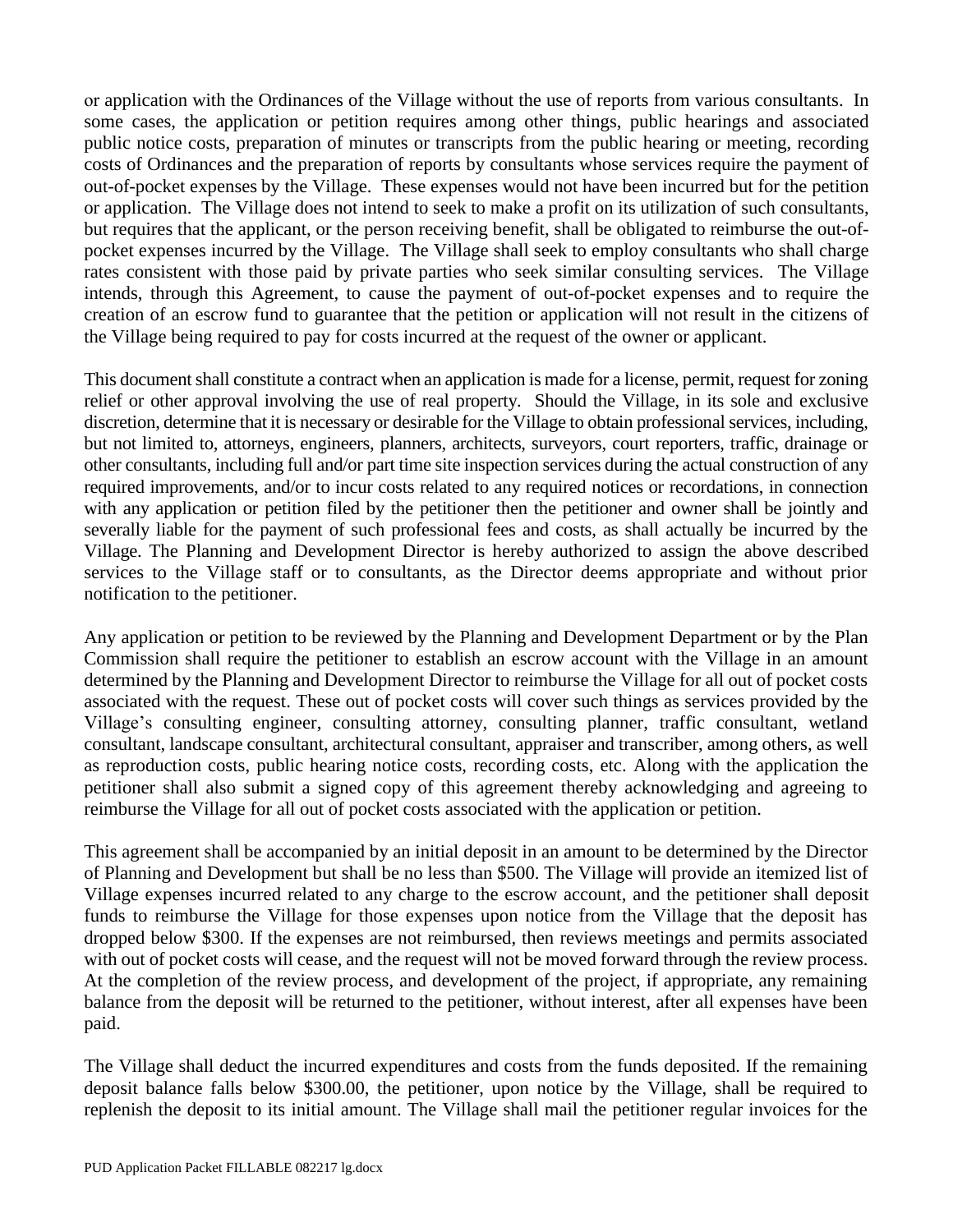or application with the Ordinances of the Village without the use of reports from various consultants. In some cases, the application or petition requires among other things, public hearings and associated public notice costs, preparation of minutes or transcripts from the public hearing or meeting, recording costs of Ordinances and the preparation of reports by consultants whose services require the payment of out-of-pocket expenses by the Village. These expenses would not have been incurred but for the petition or application. The Village does not intend to seek to make a profit on its utilization of such consultants, but requires that the applicant, or the person receiving benefit, shall be obligated to reimburse the out-of-pocket expenses incurred by the Village. The Village shall seek to employ consultants who shall charge rates consistent with those paid by private parties who seek similar consulting services. The Village intends, through this Agreement, to cause the payment of out-of-pocket expenses and to require the creation of an escrow fund to guarantee that the petition or application will not result in the citizens of the Village being required to pay for costs incurred at the request of the owner or applicant.

This document shall constitute a contract when an application is made for a license, permit, request for zoning relief or other approval involving the use of real property. Should the Village, in its sole and exclusive discretion, determine that it is necessary or desirable for the Village to obtain professional services, including, but not limited to, attorneys, engineers, planners, architects, surveyors, court reporters, traffic, drainage or other consultants, including full and/or part time site inspection services during the actual construction of any required improvements, and/or to incur costs related to any required notices or recordations, in connection with any application or petition filed by the petitioner then the petitioner and owner shall be jointly and severally liable for the payment of such professional fees and costs, as shall actually be incurred by the Village. The Planning and Development Director is hereby authorized to assign the above described services to the Village staff or to consultants, as the Director deems appropriate and without prior notification to the petitioner.

Any application or petition to be reviewed by the Planning and Development Department or by the Plan Commission shall require the petitioner to establish an escrow account with the Village in an amount determined by the Planning and Development Director to reimburse the Village for all out of pocket costs associated with the request. These out of pocket costs will cover such things as services provided by the Village's consulting engineer, consulting attorney, consulting planner, traffic consultant, wetland consultant, landscape consultant, architectural consultant, appraiser and transcriber, among others, as well as reproduction costs, public hearing notice costs, recording costs, etc. Along with the application the petitioner shall also submit a signed copy of this agreement thereby acknowledging and agreeing to reimburse the Village for all out of pocket costs associated with the application or petition.

This agreement shall be accompanied by an initial deposit in an amount to be determined by the Director of Planning and Development but shall be no less than $500. The Village will provide an itemized list of Village expenses incurred related to any charge to the escrow account, and the petitioner shall deposit funds to reimburse the Village for those expenses upon notice from the Village that the deposit has dropped below $300. If the expenses are not reimbursed, then reviews meetings and permits associated with out of pocket costs will cease, and the request will not be moved forward through the review process. At the completion of the review process, and development of the project, if appropriate, any remaining balance from the deposit will be returned to the petitioner, without interest, after all expenses have been paid.

The Village shall deduct the incurred expenditures and costs from the funds deposited. If the remaining deposit balance falls below $300.00, the petitioner, upon notice by the Village, shall be required to replenish the deposit to its initial amount. The Village shall mail the petitioner regular invoices for the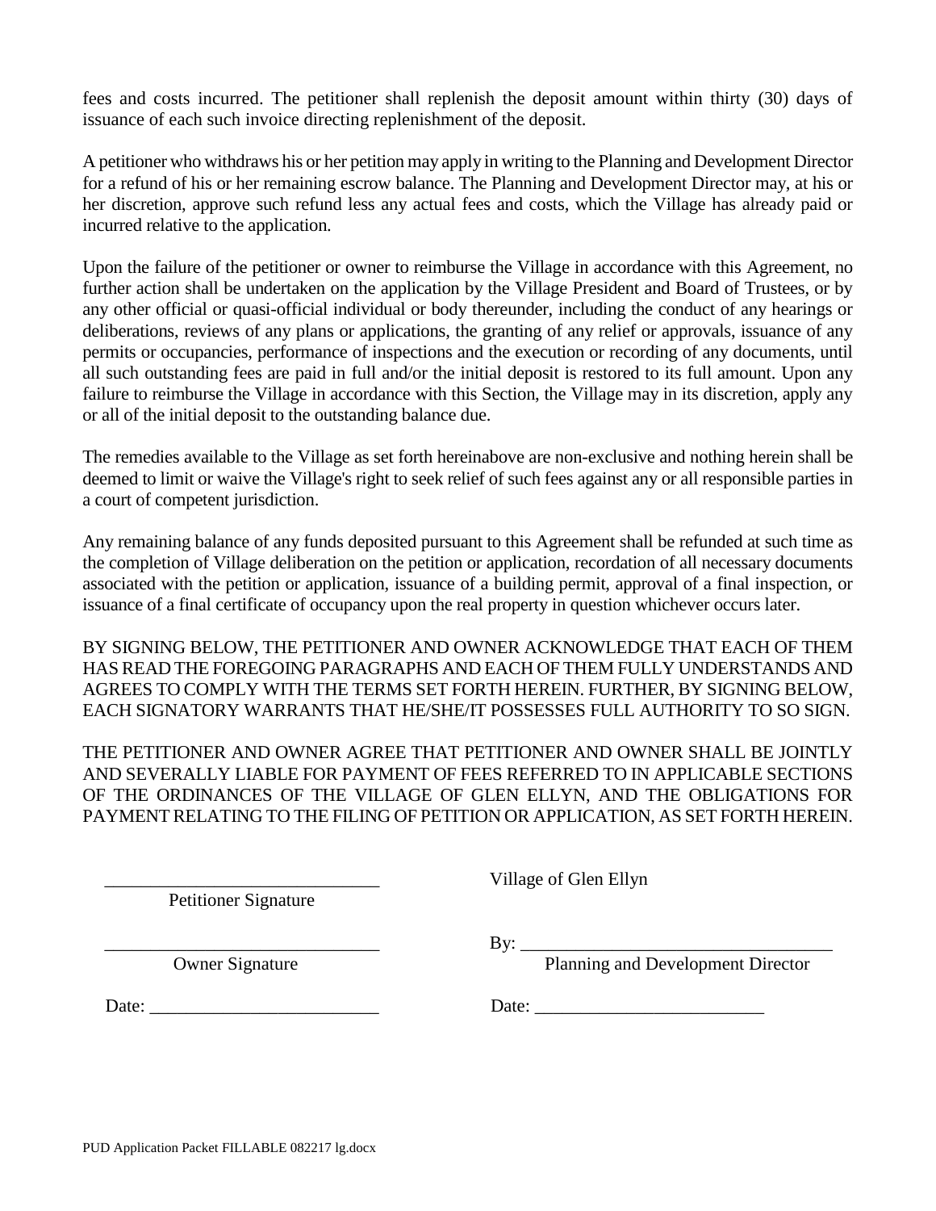fees and costs incurred. The petitioner shall replenish the deposit amount within thirty (30) days of issuance of each such invoice directing replenishment of the deposit.

A petitioner who withdraws his or her petition may apply in writing to the Planning and Development Director for a refund of his or her remaining escrow balance. The Planning and Development Director may, at his or her discretion, approve such refund less any actual fees and costs, which the Village has already paid or incurred relative to the application.

Upon the failure of the petitioner or owner to reimburse the Village in accordance with this Agreement, no further action shall be undertaken on the application by the Village President and Board of Trustees, or by any other official or quasi-official individual or body thereunder, including the conduct of any hearings or deliberations, reviews of any plans or applications, the granting of any relief or approvals, issuance of any permits or occupancies, performance of inspections and the execution or recording of any documents, until all such outstanding fees are paid in full and/or the initial deposit is restored to its full amount. Upon any failure to reimburse the Village in accordance with this Section, the Village may in its discretion, apply any or all of the initial deposit to the outstanding balance due.

The remedies available to the Village as set forth hereinabove are non-exclusive and nothing herein shall be deemed to limit or waive the Village's right to seek relief of such fees against any or all responsible parties in a court of competent jurisdiction.

Any remaining balance of any funds deposited pursuant to this Agreement shall be refunded at such time as the completion of Village deliberation on the petition or application, recordation of all necessary documents associated with the petition or application, issuance of a building permit, approval of a final inspection, or issuance of a final certificate of occupancy upon the real property in question whichever occurs later.

BY SIGNING BELOW, THE PETITIONER AND OWNER ACKNOWLEDGE THAT EACH OF THEM HAS READ THE FOREGOING PARAGRAPHS AND EACH OF THEM FULLY UNDERSTANDS AND AGREES TO COMPLY WITH THE TERMS SET FORTH HEREIN. FURTHER, BY SIGNING BELOW, EACH SIGNATORY WARRANTS THAT HE/SHE/IT POSSESSES FULL AUTHORITY TO SO SIGN.

THE PETITIONER AND OWNER AGREE THAT PETITIONER AND OWNER SHALL BE JOINTLY AND SEVERALLY LIABLE FOR PAYMENT OF FEES REFERRED TO IN APPLICABLE SECTIONS OF THE ORDINANCES OF THE VILLAGE OF GLEN ELLYN, AND THE OBLIGATIONS FOR PAYMENT RELATING TO THE FILING OF PETITION OR APPLICATION, AS SET FORTH HEREIN.

______________________________
Petitioner Signature

______________________________
Owner Signature

Date: _________________________

Village of Glen Ellyn

By: __________________________________
Planning and Development Director

Date: _________________________

PUD Application Packet FILLABLE 082217 lg.docx